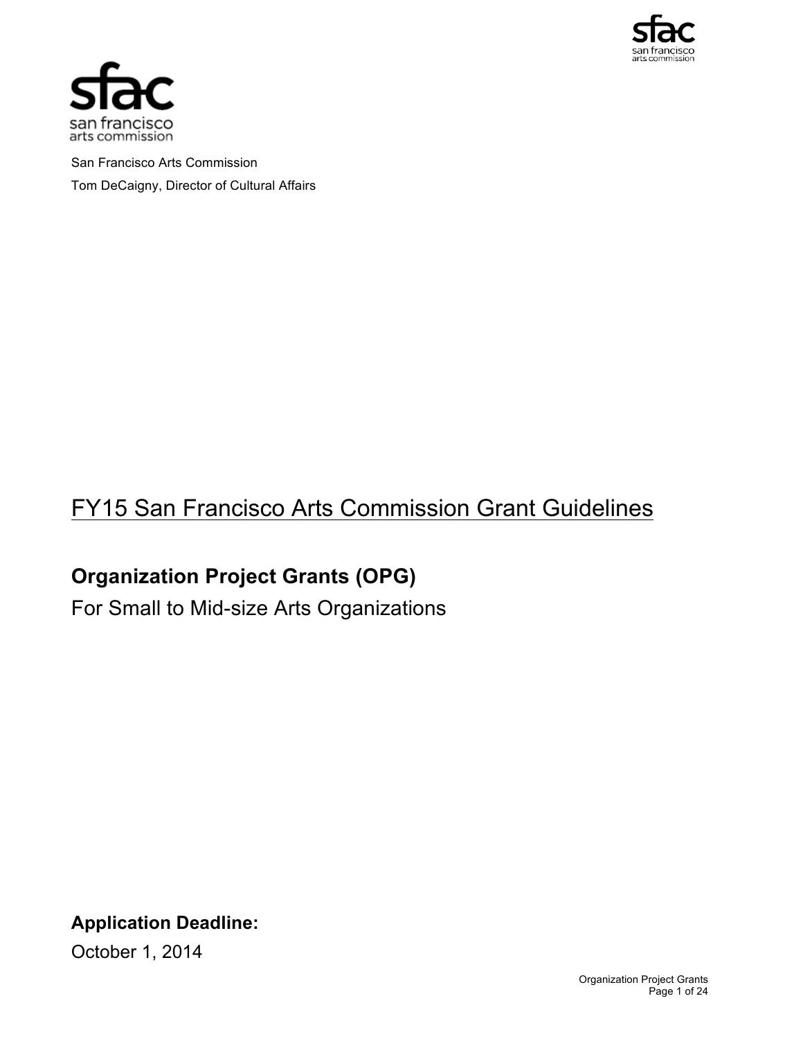San Francisco Arts Commission

Tom DeCaigny, Director of Cultural Affairs

# FY15 San Francisco Arts Commission Grant Guidelines

## Organization Project Grants (OPG)

For Small to Mid-size Arts Organizations

**Application Deadline:**

October 1, 2014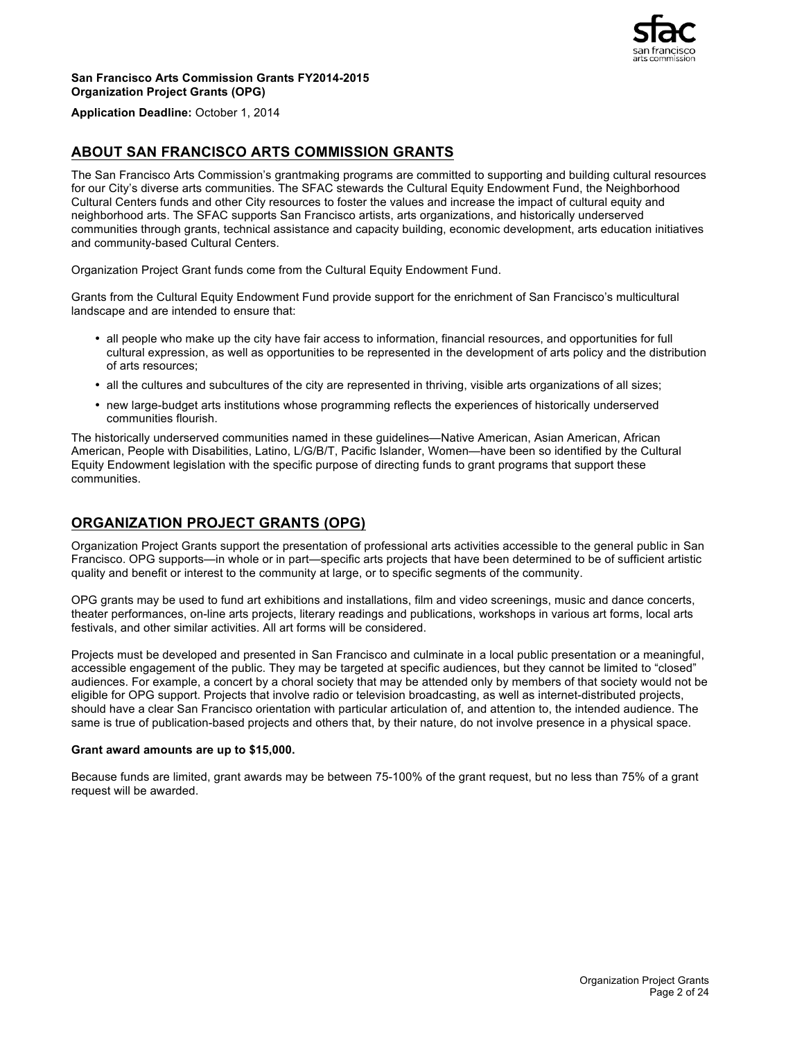**San Francisco Arts Commission Grants FY2014-2015**
**Organization Project Grants (OPG)**

**Application Deadline:** October 1, 2014

## ABOUT SAN FRANCISCO ARTS COMMISSION GRANTS

The San Francisco Arts Commission's grantmaking programs are committed to supporting and building cultural resources for our City's diverse arts communities. The SFAC stewards the Cultural Equity Endowment Fund, the Neighborhood Cultural Centers funds and other City resources to foster the values and increase the impact of cultural equity and neighborhood arts. The SFAC supports San Francisco artists, arts organizations, and historically underserved communities through grants, technical assistance and capacity building, economic development, arts education initiatives and community-based Cultural Centers.

Organization Project Grant funds come from the Cultural Equity Endowment Fund.

Grants from the Cultural Equity Endowment Fund provide support for the enrichment of San Francisco's multicultural landscape and are intended to ensure that:

- all people who make up the city have fair access to information, financial resources, and opportunities for full cultural expression, as well as opportunities to be represented in the development of arts policy and the distribution of arts resources;
- all the cultures and subcultures of the city are represented in thriving, visible arts organizations of all sizes;
- new large-budget arts institutions whose programming reflects the experiences of historically underserved communities flourish.

The historically underserved communities named in these guidelines—Native American, Asian American, African American, People with Disabilities, Latino, L/G/B/T, Pacific Islander, Women—have been so identified by the Cultural Equity Endowment legislation with the specific purpose of directing funds to grant programs that support these communities.

## ORGANIZATION PROJECT GRANTS (OPG)

Organization Project Grants support the presentation of professional arts activities accessible to the general public in San Francisco. OPG supports—in whole or in part—specific arts projects that have been determined to be of sufficient artistic quality and benefit or interest to the community at large, or to specific segments of the community.

OPG grants may be used to fund art exhibitions and installations, film and video screenings, music and dance concerts, theater performances, on-line arts projects, literary readings and publications, workshops in various art forms, local arts festivals, and other similar activities. All art forms will be considered.

Projects must be developed and presented in San Francisco and culminate in a local public presentation or a meaningful, accessible engagement of the public. They may be targeted at specific audiences, but they cannot be limited to "closed" audiences. For example, a concert by a choral society that may be attended only by members of that society would not be eligible for OPG support. Projects that involve radio or television broadcasting, as well as internet-distributed projects, should have a clear San Francisco orientation with particular articulation of, and attention to, the intended audience. The same is true of publication-based projects and others that, by their nature, do not involve presence in a physical space.

**Grant award amounts are up to $15,000.**

Because funds are limited, grant awards may be between 75-100% of the grant request, but no less than 75% of a grant request will be awarded.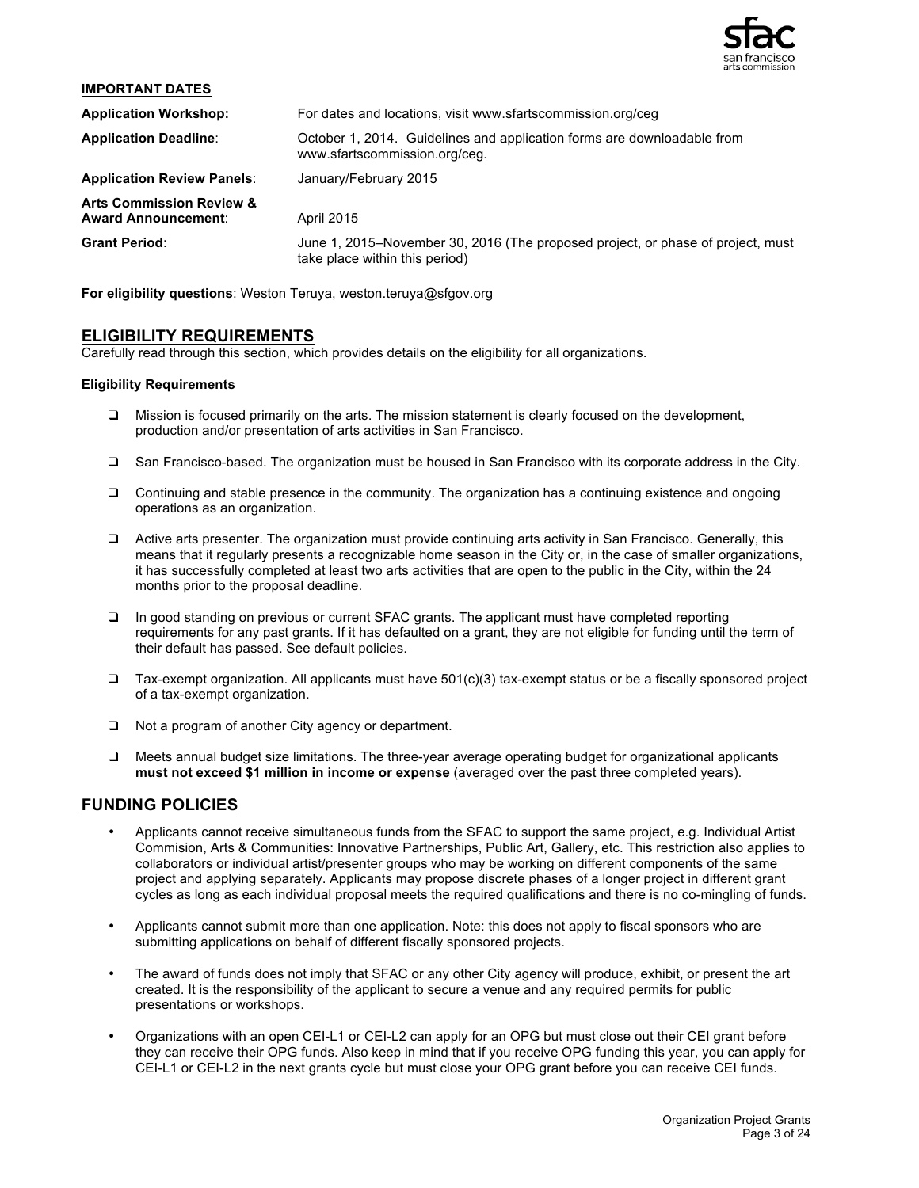**IMPORTANT DATES**

| | |
|---|---|
| **Application Workshop:** | For dates and locations, visit www.sfartscommission.org/ceg |
| **Application Deadline**: | October 1, 2014. Guidelines and application forms are downloadable from www.sfartscommission.org/ceg. |
| **Application Review Panels**: | January/February 2015 |
| **Arts Commission Review & Award Announcement**: | April 2015 |
| **Grant Period**: | June 1, 2015–November 30, 2016 (The proposed project, or phase of project, must take place within this period) |

**For eligibility questions**: Weston Teruya, weston.teruya@sfgov.org

## ELIGIBILITY REQUIREMENTS

Carefully read through this section, which provides details on the eligibility for all organizations.

**Eligibility Requirements**

- ❑ Mission is focused primarily on the arts. The mission statement is clearly focused on the development, production and/or presentation of arts activities in San Francisco.
- ❑ San Francisco-based. The organization must be housed in San Francisco with its corporate address in the City.
- ❑ Continuing and stable presence in the community. The organization has a continuing existence and ongoing operations as an organization.
- ❑ Active arts presenter. The organization must provide continuing arts activity in San Francisco. Generally, this means that it regularly presents a recognizable home season in the City or, in the case of smaller organizations, it has successfully completed at least two arts activities that are open to the public in the City, within the 24 months prior to the proposal deadline.
- ❑ In good standing on previous or current SFAC grants. The applicant must have completed reporting requirements for any past grants. If it has defaulted on a grant, they are not eligible for funding until the term of their default has passed. See default policies.
- ❑ Tax-exempt organization. All applicants must have 501(c)(3) tax-exempt status or be a fiscally sponsored project of a tax-exempt organization.
- ❑ Not a program of another City agency or department.
- ❑ Meets annual budget size limitations. The three-year average operating budget for organizational applicants **must not exceed $1 million in income or expense** (averaged over the past three completed years).

## FUNDING POLICIES

- Applicants cannot receive simultaneous funds from the SFAC to support the same project, e.g. Individual Artist Commision, Arts & Communities: Innovative Partnerships, Public Art, Gallery, etc. This restriction also applies to collaborators or individual artist/presenter groups who may be working on different components of the same project and applying separately. Applicants may propose discrete phases of a longer project in different grant cycles as long as each individual proposal meets the required qualifications and there is no co-mingling of funds.
- Applicants cannot submit more than one application. Note: this does not apply to fiscal sponsors who are submitting applications on behalf of different fiscally sponsored projects.
- The award of funds does not imply that SFAC or any other City agency will produce, exhibit, or present the art created. It is the responsibility of the applicant to secure a venue and any required permits for public presentations or workshops.
- Organizations with an open CEI-L1 or CEI-L2 can apply for an OPG but must close out their CEI grant before they can receive their OPG funds. Also keep in mind that if you receive OPG funding this year, you can apply for CEI-L1 or CEI-L2 in the next grants cycle but must close your OPG grant before you can receive CEI funds.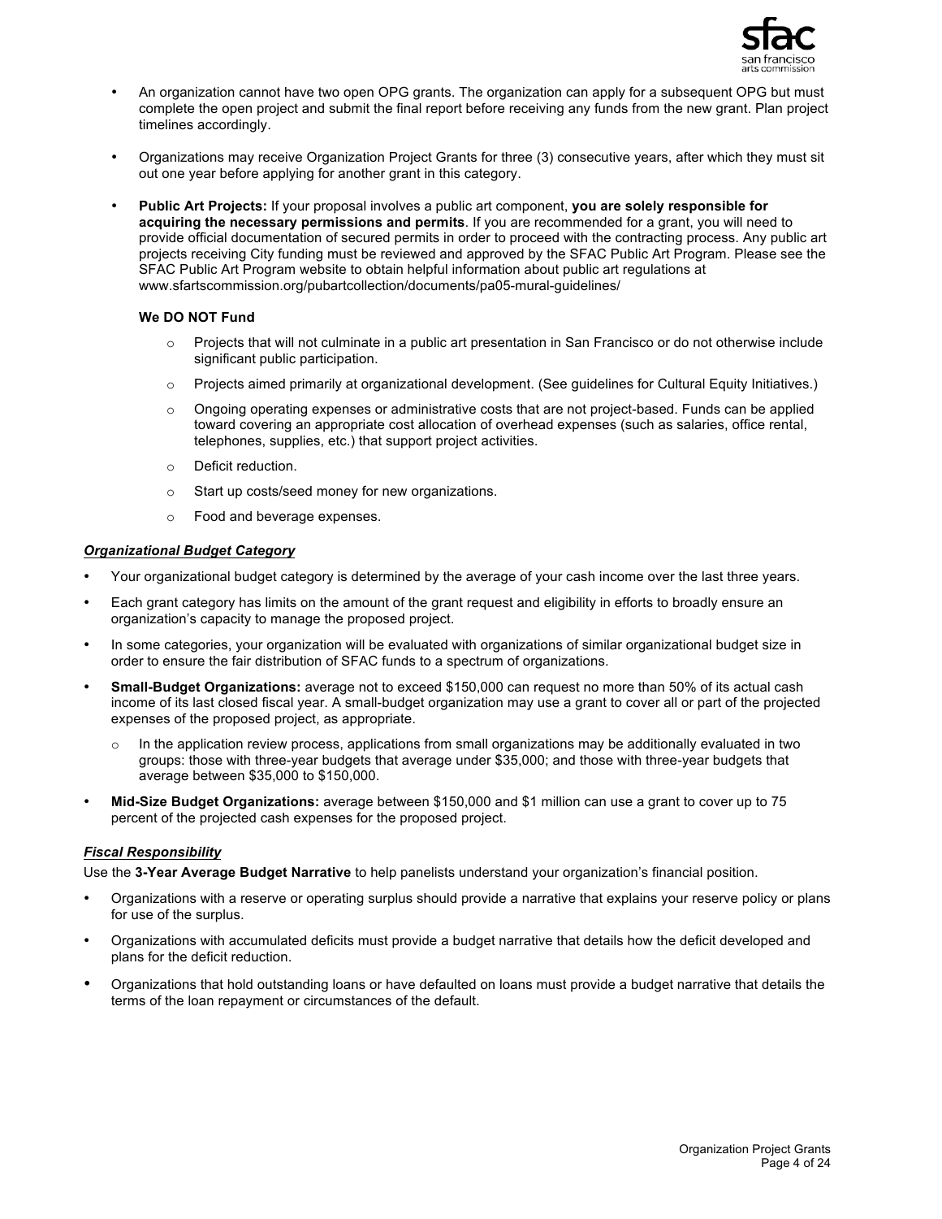- An organization cannot have two open OPG grants. The organization can apply for a subsequent OPG but must complete the open project and submit the final report before receiving any funds from the new grant. Plan project timelines accordingly.

- Organizations may receive Organization Project Grants for three (3) consecutive years, after which they must sit out one year before applying for another grant in this category.

- **Public Art Projects:** If your proposal involves a public art component, **you are solely responsible for acquiring the necessary permissions and permits**. If you are recommended for a grant, you will need to provide official documentation of secured permits in order to proceed with the contracting process. Any public art projects receiving City funding must be reviewed and approved by the SFAC Public Art Program. Please see the SFAC Public Art Program website to obtain helpful information about public art regulations at www.sfartscommission.org/pubartcollection/documents/pa05-mural-guidelines/

  **We DO NOT Fund**

  - Projects that will not culminate in a public art presentation in San Francisco or do not otherwise include significant public participation.
  - Projects aimed primarily at organizational development. (See guidelines for Cultural Equity Initiatives.)
  - Ongoing operating expenses or administrative costs that are not project-based. Funds can be applied toward covering an appropriate cost allocation of overhead expenses (such as salaries, office rental, telephones, supplies, etc.) that support project activities.
  - Deficit reduction.
  - Start up costs/seed money for new organizations.
  - Food and beverage expenses.

***Organizational Budget Category***

- Your organizational budget category is determined by the average of your cash income over the last three years.
- Each grant category has limits on the amount of the grant request and eligibility in efforts to broadly ensure an organization's capacity to manage the proposed project.
- In some categories, your organization will be evaluated with organizations of similar organizational budget size in order to ensure the fair distribution of SFAC funds to a spectrum of organizations.
- **Small-Budget Organizations:** average not to exceed $150,000 can request no more than 50% of its actual cash income of its last closed fiscal year. A small-budget organization may use a grant to cover all or part of the projected expenses of the proposed project, as appropriate.
  - In the application review process, applications from small organizations may be additionally evaluated in two groups: those with three-year budgets that average under $35,000; and those with three-year budgets that average between $35,000 to $150,000.
- **Mid-Size Budget Organizations:** average between $150,000 and $1 million can use a grant to cover up to 75 percent of the projected cash expenses for the proposed project.

***Fiscal Responsibility***

Use the **3-Year Average Budget Narrative** to help panelists understand your organization's financial position.

- Organizations with a reserve or operating surplus should provide a narrative that explains your reserve policy or plans for use of the surplus.
- Organizations with accumulated deficits must provide a budget narrative that details how the deficit developed and plans for the deficit reduction.
- Organizations that hold outstanding loans or have defaulted on loans must provide a budget narrative that details the terms of the loan repayment or circumstances of the default.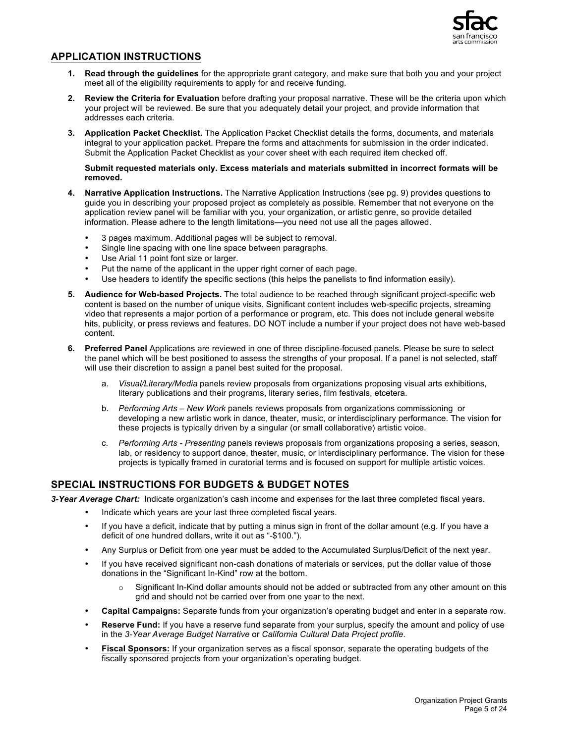## APPLICATION INSTRUCTIONS

1. **Read through the guidelines** for the appropriate grant category, and make sure that both you and your project meet all of the eligibility requirements to apply for and receive funding.

2. **Review the Criteria for Evaluation** before drafting your proposal narrative. These will be the criteria upon which your project will be reviewed. Be sure that you adequately detail your project, and provide information that addresses each criteria.

3. **Application Packet Checklist.** The Application Packet Checklist details the forms, documents, and materials integral to your application packet. Prepare the forms and attachments for submission in the order indicated. Submit the Application Packet Checklist as your cover sheet with each required item checked off.

   **Submit requested materials only. Excess materials and materials submitted in incorrect formats will be removed.**

4. **Narrative Application Instructions.** The Narrative Application Instructions (see pg. 9) provides questions to guide you in describing your proposed project as completely as possible. Remember that not everyone on the application review panel will be familiar with you, your organization, or artistic genre, so provide detailed information. Please adhere to the length limitations—you need not use all the pages allowed.

   - 3 pages maximum. Additional pages will be subject to removal.
   - Single line spacing with one line space between paragraphs.
   - Use Arial 11 point font size or larger.
   - Put the name of the applicant in the upper right corner of each page.
   - Use headers to identify the specific sections (this helps the panelists to find information easily).

5. **Audience for Web-based Projects.** The total audience to be reached through significant project-specific web content is based on the number of unique visits. Significant content includes web-specific projects, streaming video that represents a major portion of a performance or program, etc. This does not include general website hits, publicity, or press reviews and features. DO NOT include a number if your project does not have web-based content.

6. **Preferred Panel** Applications are reviewed in one of three discipline-focused panels. Please be sure to select the panel which will be best positioned to assess the strengths of your proposal. If a panel is not selected, staff will use their discretion to assign a panel best suited for the proposal.

   a. *Visual/Literary/Media* panels review proposals from organizations proposing visual arts exhibitions, literary publications and their programs, literary series, film festivals, etcetera.

   b. *Performing Arts – New Work* panels reviews proposals from organizations commissioning or developing a new artistic work in dance, theater, music, or interdisciplinary performance. The vision for these projects is typically driven by a singular (or small collaborative) artistic voice.

   c. *Performing Arts - Presenting* panels reviews proposals from organizations proposing a series, season, lab, or residency to support dance, theater, music, or interdisciplinary performance. The vision for these projects is typically framed in curatorial terms and is focused on support for multiple artistic voices.

## SPECIAL INSTRUCTIONS FOR BUDGETS & BUDGET NOTES

***3-Year Average Chart:*** Indicate organization's cash income and expenses for the last three completed fiscal years.

- Indicate which years are your last three completed fiscal years.
- If you have a deficit, indicate that by putting a minus sign in front of the dollar amount (e.g. If you have a deficit of one hundred dollars, write it out as "-$100.").
- Any Surplus or Deficit from one year must be added to the Accumulated Surplus/Deficit of the next year.
- If you have received significant non-cash donations of materials or services, put the dollar value of those donations in the "Significant In-Kind" row at the bottom.
  - Significant In-Kind dollar amounts should not be added or subtracted from any other amount on this grid and should not be carried over from one year to the next.
- **Capital Campaigns:** Separate funds from your organization's operating budget and enter in a separate row.
- **Reserve Fund:** If you have a reserve fund separate from your surplus, specify the amount and policy of use in the *3-Year Average Budget Narrative* or *California Cultural Data Project profile*.
- **Fiscal Sponsors:** If your organization serves as a fiscal sponsor, separate the operating budgets of the fiscally sponsored projects from your organization's operating budget.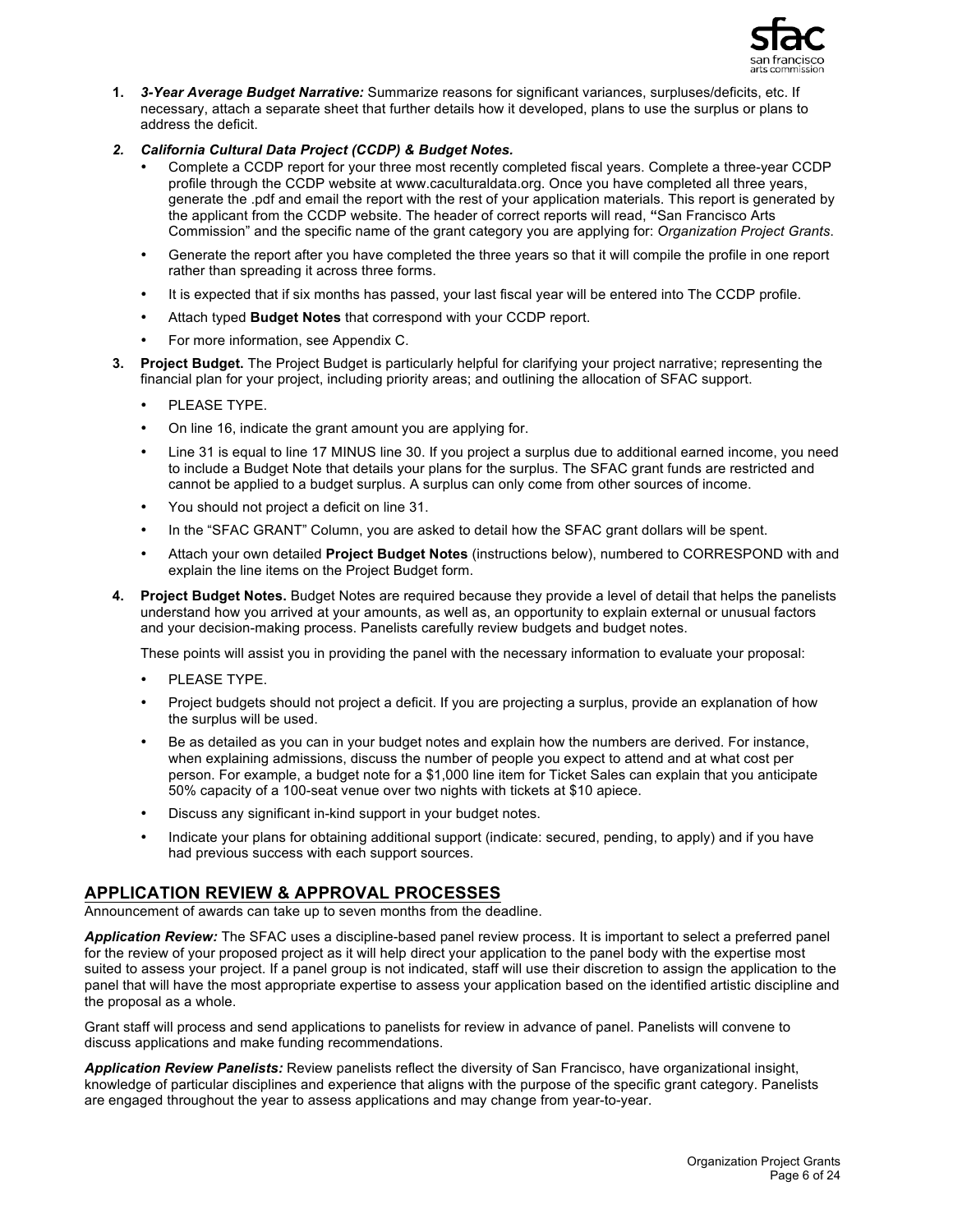1. ***3-Year Average Budget Narrative:*** Summarize reasons for significant variances, surpluses/deficits, etc. If necessary, attach a separate sheet that further details how it developed, plans to use the surplus or plans to address the deficit.

2. ***California Cultural Data Project (CCDP) & Budget Notes.***
   - Complete a CCDP report for your three most recently completed fiscal years. Complete a three-year CCDP profile through the CCDP website at www.caculturaldata.org. Once you have completed all three years, generate the .pdf and email the report with the rest of your application materials. This report is generated by the applicant from the CCDP website. The header of correct reports will read, **"**San Francisco Arts Commission" and the specific name of the grant category you are applying for: *Organization Project Grants*.
   - Generate the report after you have completed the three years so that it will compile the profile in one report rather than spreading it across three forms.
   - It is expected that if six months has passed, your last fiscal year will be entered into The CCDP profile.
   - Attach typed **Budget Notes** that correspond with your CCDP report.
   - For more information, see Appendix C.

3. **Project Budget.** The Project Budget is particularly helpful for clarifying your project narrative; representing the financial plan for your project, including priority areas; and outlining the allocation of SFAC support.
   - PLEASE TYPE.
   - On line 16, indicate the grant amount you are applying for.
   - Line 31 is equal to line 17 MINUS line 30. If you project a surplus due to additional earned income, you need to include a Budget Note that details your plans for the surplus. The SFAC grant funds are restricted and cannot be applied to a budget surplus. A surplus can only come from other sources of income.
   - You should not project a deficit on line 31.
   - In the "SFAC GRANT" Column, you are asked to detail how the SFAC grant dollars will be spent.
   - Attach your own detailed **Project Budget Notes** (instructions below), numbered to CORRESPOND with and explain the line items on the Project Budget form.

4. **Project Budget Notes.** Budget Notes are required because they provide a level of detail that helps the panelists understand how you arrived at your amounts, as well as, an opportunity to explain external or unusual factors and your decision-making process. Panelists carefully review budgets and budget notes.

   These points will assist you in providing the panel with the necessary information to evaluate your proposal:
   - PLEASE TYPE.
   - Project budgets should not project a deficit. If you are projecting a surplus, provide an explanation of how the surplus will be used.
   - Be as detailed as you can in your budget notes and explain how the numbers are derived. For instance, when explaining admissions, discuss the number of people you expect to attend and at what cost per person. For example, a budget note for a $1,000 line item for Ticket Sales can explain that you anticipate 50% capacity of a 100-seat venue over two nights with tickets at $10 apiece.
   - Discuss any significant in-kind support in your budget notes.
   - Indicate your plans for obtaining additional support (indicate: secured, pending, to apply) and if you have had previous success with each support sources.

## APPLICATION REVIEW & APPROVAL PROCESSES

Announcement of awards can take up to seven months from the deadline.

***Application Review:*** The SFAC uses a discipline-based panel review process. It is important to select a preferred panel for the review of your proposed project as it will help direct your application to the panel body with the expertise most suited to assess your project. If a panel group is not indicated, staff will use their discretion to assign the application to the panel that will have the most appropriate expertise to assess your application based on the identified artistic discipline and the proposal as a whole.

Grant staff will process and send applications to panelists for review in advance of panel. Panelists will convene to discuss applications and make funding recommendations.

***Application Review Panelists:*** Review panelists reflect the diversity of San Francisco, have organizational insight, knowledge of particular disciplines and experience that aligns with the purpose of the specific grant category. Panelists are engaged throughout the year to assess applications and may change from year-to-year.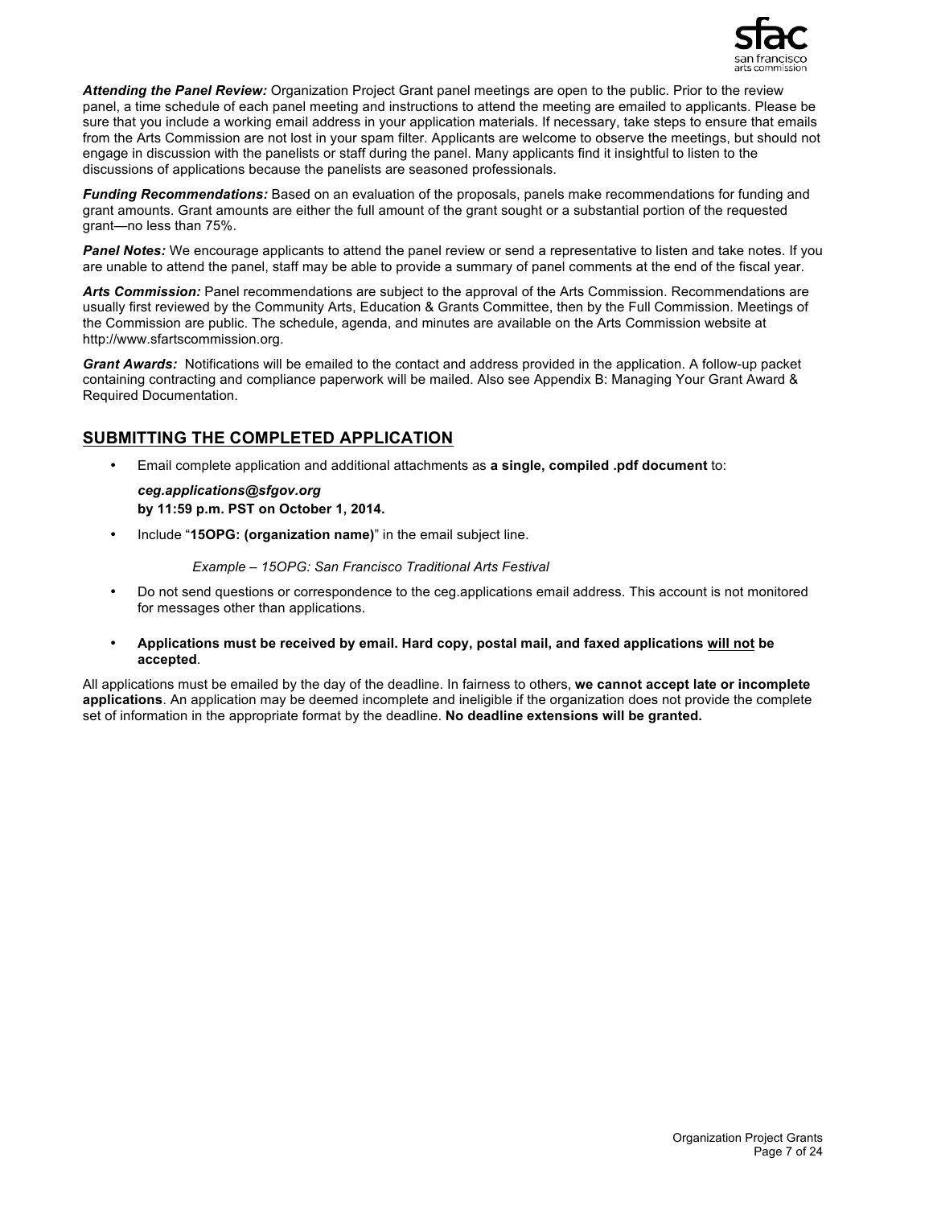***Attending the Panel Review:*** Organization Project Grant panel meetings are open to the public. Prior to the review panel, a time schedule of each panel meeting and instructions to attend the meeting are emailed to applicants. Please be sure that you include a working email address in your application materials. If necessary, take steps to ensure that emails from the Arts Commission are not lost in your spam filter. Applicants are welcome to observe the meetings, but should not engage in discussion with the panelists or staff during the panel. Many applicants find it insightful to listen to the discussions of applications because the panelists are seasoned professionals.

***Funding Recommendations:*** Based on an evaluation of the proposals, panels make recommendations for funding and grant amounts. Grant amounts are either the full amount of the grant sought or a substantial portion of the requested grant—no less than 75%.

***Panel Notes:*** We encourage applicants to attend the panel review or send a representative to listen and take notes. If you are unable to attend the panel, staff may be able to provide a summary of panel comments at the end of the fiscal year.

***Arts Commission:*** Panel recommendations are subject to the approval of the Arts Commission. Recommendations are usually first reviewed by the Community Arts, Education & Grants Committee, then by the Full Commission. Meetings of the Commission are public. The schedule, agenda, and minutes are available on the Arts Commission website at http://www.sfartscommission.org.

***Grant Awards:*** Notifications will be emailed to the contact and address provided in the application. A follow-up packet containing contracting and compliance paperwork will be mailed. Also see Appendix B: Managing Your Grant Award & Required Documentation.

## SUBMITTING THE COMPLETED APPLICATION

- Email complete application and additional attachments as **a single, compiled .pdf document** to:

  ***ceg.applications@sfgov.org***
  **by 11:59 p.m. PST on October 1, 2014.**

- Include "**15OPG: (organization name)**" in the email subject line.

  *Example – 15OPG: San Francisco Traditional Arts Festival*

- Do not send questions or correspondence to the ceg.applications email address. This account is not monitored for messages other than applications.

- **Applications must be received by email. Hard copy, postal mail, and faxed applications <u>will not</u> be accepted**.

All applications must be emailed by the day of the deadline. In fairness to others, **we cannot accept late or incomplete applications**. An application may be deemed incomplete and ineligible if the organization does not provide the complete set of information in the appropriate format by the deadline. **No deadline extensions will be granted.**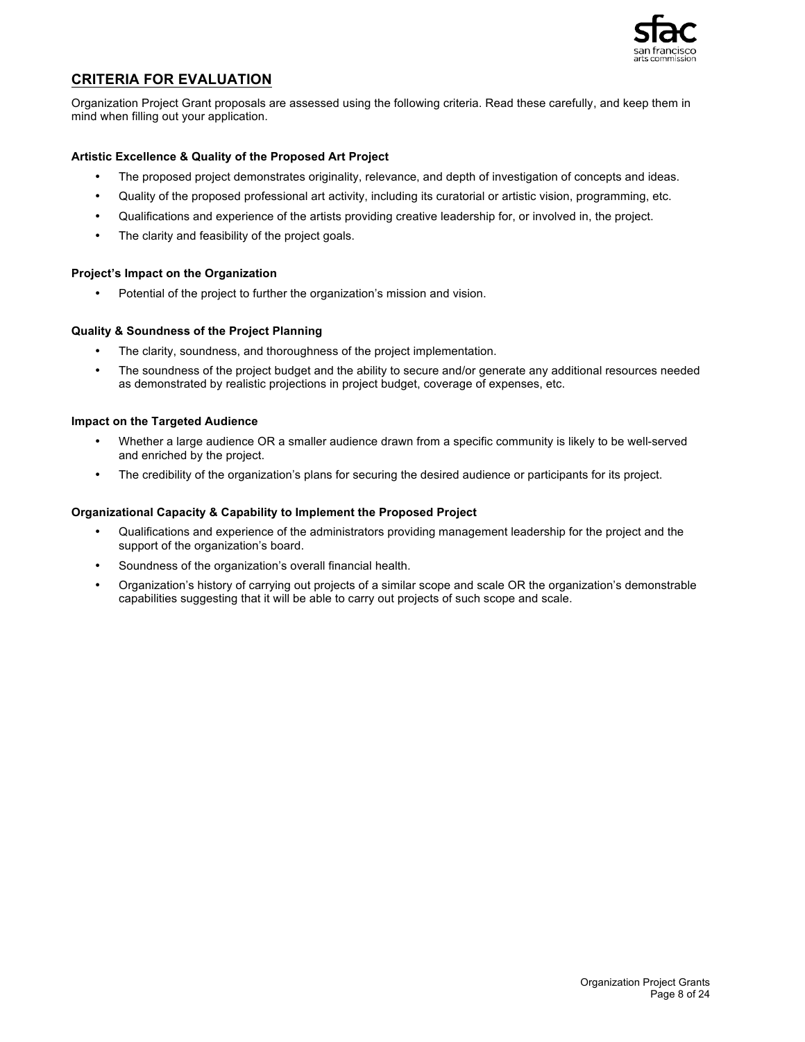## CRITERIA FOR EVALUATION

Organization Project Grant proposals are assessed using the following criteria. Read these carefully, and keep them in mind when filling out your application.

**Artistic Excellence & Quality of the Proposed Art Project**

- The proposed project demonstrates originality, relevance, and depth of investigation of concepts and ideas.
- Quality of the proposed professional art activity, including its curatorial or artistic vision, programming, etc.
- Qualifications and experience of the artists providing creative leadership for, or involved in, the project.
- The clarity and feasibility of the project goals.

**Project's Impact on the Organization**

- Potential of the project to further the organization's mission and vision.

**Quality & Soundness of the Project Planning**

- The clarity, soundness, and thoroughness of the project implementation.
- The soundness of the project budget and the ability to secure and/or generate any additional resources needed as demonstrated by realistic projections in project budget, coverage of expenses, etc.

**Impact on the Targeted Audience**

- Whether a large audience OR a smaller audience drawn from a specific community is likely to be well-served and enriched by the project.
- The credibility of the organization's plans for securing the desired audience or participants for its project.

**Organizational Capacity & Capability to Implement the Proposed Project**

- Qualifications and experience of the administrators providing management leadership for the project and the support of the organization's board.
- Soundness of the organization's overall financial health.
- Organization's history of carrying out projects of a similar scope and scale OR the organization's demonstrable capabilities suggesting that it will be able to carry out projects of such scope and scale.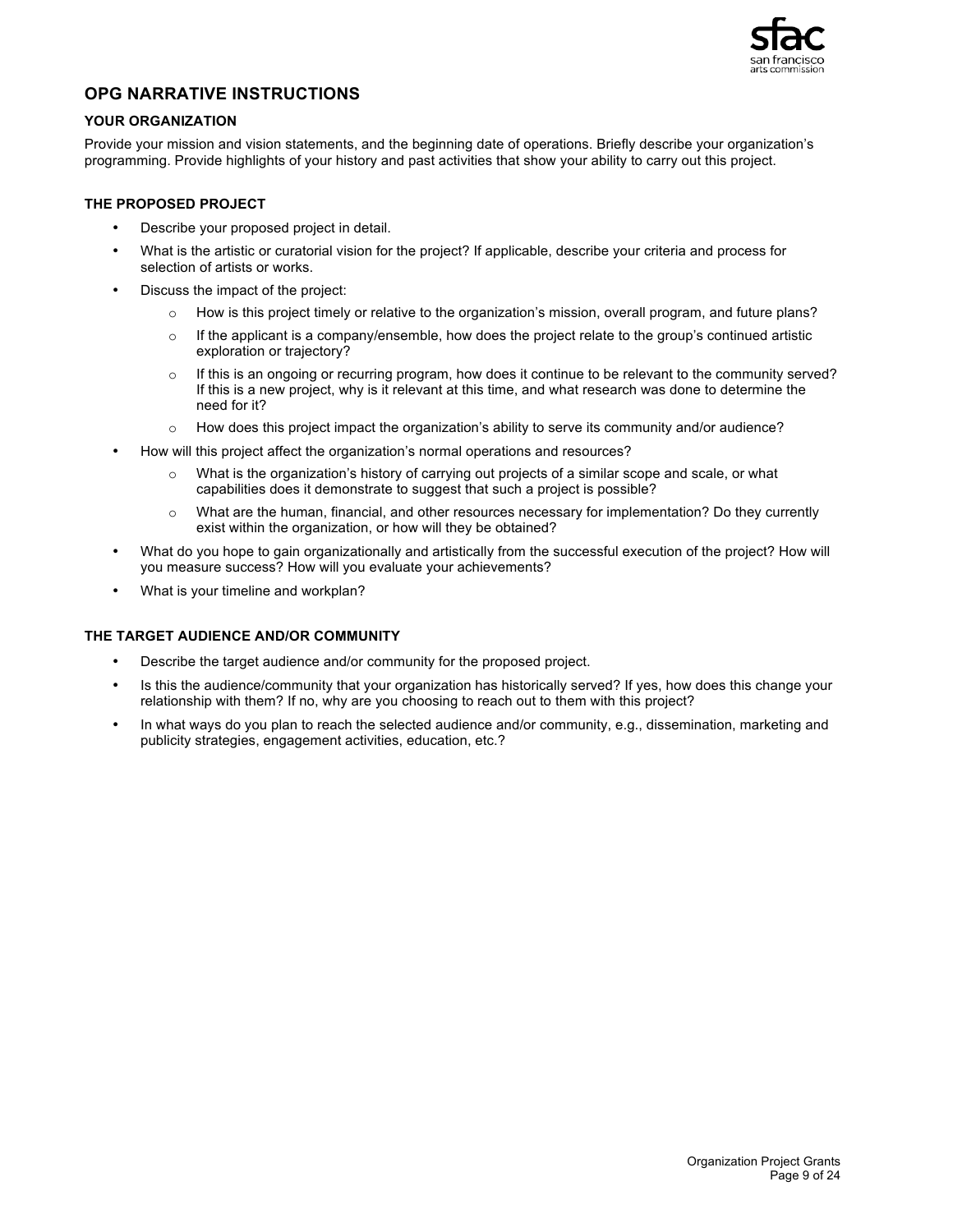## OPG NARRATIVE INSTRUCTIONS

### YOUR ORGANIZATION

Provide your mission and vision statements, and the beginning date of operations. Briefly describe your organization's programming. Provide highlights of your history and past activities that show your ability to carry out this project.

### THE PROPOSED PROJECT

- Describe your proposed project in detail.
- What is the artistic or curatorial vision for the project? If applicable, describe your criteria and process for selection of artists or works.
- Discuss the impact of the project:
  - How is this project timely or relative to the organization's mission, overall program, and future plans?
  - If the applicant is a company/ensemble, how does the project relate to the group's continued artistic exploration or trajectory?
  - If this is an ongoing or recurring program, how does it continue to be relevant to the community served? If this is a new project, why is it relevant at this time, and what research was done to determine the need for it?
  - How does this project impact the organization's ability to serve its community and/or audience?
- How will this project affect the organization's normal operations and resources?
  - What is the organization's history of carrying out projects of a similar scope and scale, or what capabilities does it demonstrate to suggest that such a project is possible?
  - What are the human, financial, and other resources necessary for implementation? Do they currently exist within the organization, or how will they be obtained?
- What do you hope to gain organizationally and artistically from the successful execution of the project? How will you measure success? How will you evaluate your achievements?
- What is your timeline and workplan?

### THE TARGET AUDIENCE AND/OR COMMUNITY

- Describe the target audience and/or community for the proposed project.
- Is this the audience/community that your organization has historically served? If yes, how does this change your relationship with them? If no, why are you choosing to reach out to them with this project?
- In what ways do you plan to reach the selected audience and/or community, e.g., dissemination, marketing and publicity strategies, engagement activities, education, etc.?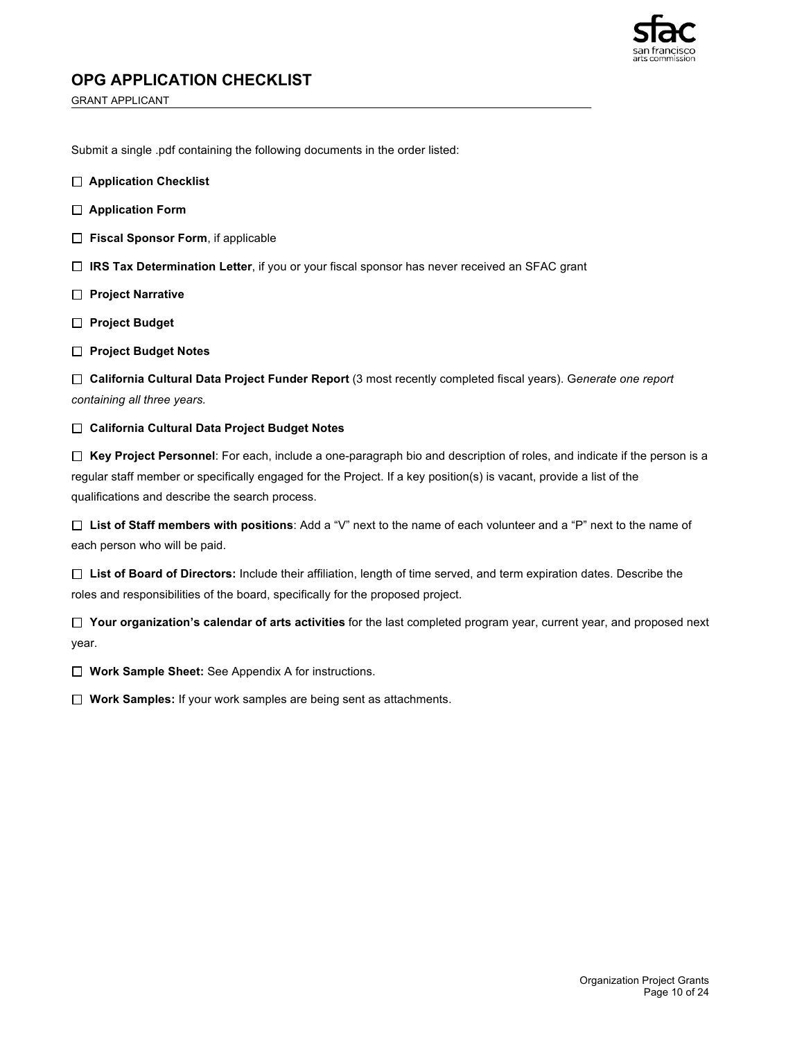# OPG APPLICATION CHECKLIST

GRANT APPLICANT

Submit a single .pdf containing the following documents in the order listed:

- ☐ **Application Checklist**
- ☐ **Application Form**
- ☐ **Fiscal Sponsor Form**, if applicable
- ☐ **IRS Tax Determination Letter**, if you or your fiscal sponsor has never received an SFAC grant
- ☐ **Project Narrative**
- ☐ **Project Budget**
- ☐ **Project Budget Notes**
- ☐ **California Cultural Data Project Funder Report** (3 most recently completed fiscal years). G*enerate one report containing all three years.*
- ☐ **California Cultural Data Project Budget Notes**
- ☐ **Key Project Personnel**: For each, include a one-paragraph bio and description of roles, and indicate if the person is a regular staff member or specifically engaged for the Project. If a key position(s) is vacant, provide a list of the qualifications and describe the search process.
- ☐ **List of Staff members with positions**: Add a "V" next to the name of each volunteer and a "P" next to the name of each person who will be paid.
- ☐ **List of Board of Directors:** Include their affiliation, length of time served, and term expiration dates. Describe the roles and responsibilities of the board, specifically for the proposed project.
- ☐ **Your organization's calendar of arts activities** for the last completed program year, current year, and proposed next year.
- ☐ **Work Sample Sheet:** See Appendix A for instructions.
- ☐ **Work Samples:** If your work samples are being sent as attachments.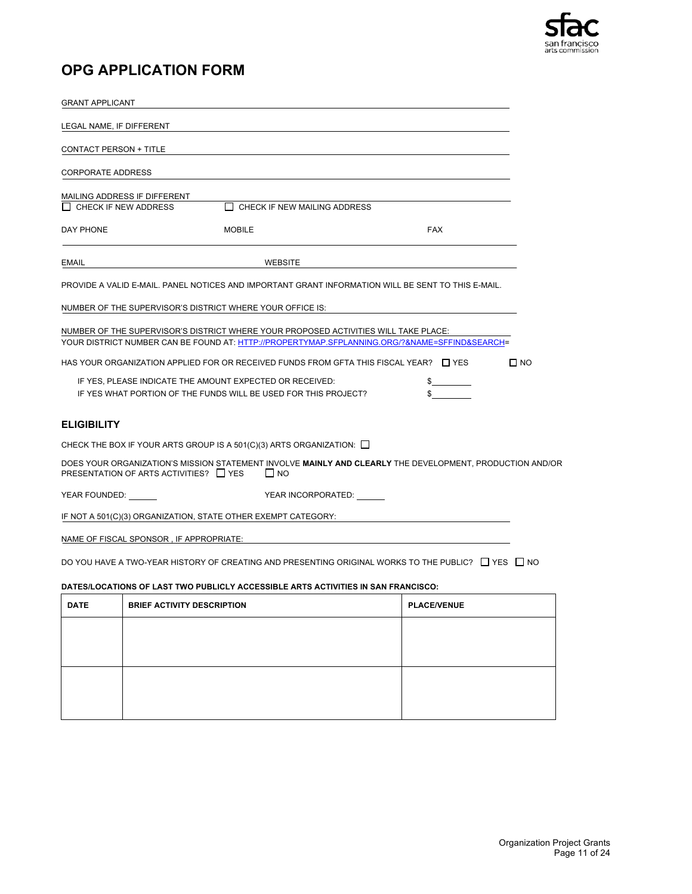# OPG APPLICATION FORM

GRANT APPLICANT \_\_\_\_\_\_\_\_\_\_\_\_\_\_\_\_\_\_\_\_\_\_\_\_\_\_\_\_\_\_\_\_\_\_\_\_\_\_\_\_

LEGAL NAME, IF DIFFERENT \_\_\_\_\_\_\_\_\_\_\_\_\_\_\_\_\_\_\_\_\_\_\_\_\_\_\_\_\_\_\_\_\_\_\_\_\_\_\_\_

CONTACT PERSON + TITLE \_\_\_\_\_\_\_\_\_\_\_\_\_\_\_\_\_\_\_\_\_\_\_\_\_\_\_\_\_\_\_\_\_\_\_\_\_\_\_\_

CORPORATE ADDRESS \_\_\_\_\_\_\_\_\_\_\_\_\_\_\_\_\_\_\_\_\_\_\_\_\_\_\_\_\_\_\_\_\_\_\_\_\_\_\_\_

MAILING ADDRESS IF DIFFERENT \_\_\_\_\_\_\_\_\_\_\_\_\_\_\_\_\_\_\_\_\_\_\_\_\_\_\_\_\_\_\_\_\_\_\_\_\_\_\_\_

☐ CHECK IF NEW ADDRESS ☐ CHECK IF NEW MAILING ADDRESS

DAY PHONE MOBILE FAX

EMAIL WEBSITE

PROVIDE A VALID E-MAIL. PANEL NOTICES AND IMPORTANT GRANT INFORMATION WILL BE SENT TO THIS E-MAIL.

NUMBER OF THE SUPERVISOR'S DISTRICT WHERE YOUR OFFICE IS: \_\_\_\_\_\_\_\_\_\_\_\_\_\_\_\_\_\_\_\_

NUMBER OF THE SUPERVISOR'S DISTRICT WHERE YOUR PROPOSED ACTIVITIES WILL TAKE PLACE: \_\_\_\_\_\_\_\_\_\_

YOUR DISTRICT NUMBER CAN BE FOUND AT: HTTP://PROPERTYMAP.SFPLANNING.ORG/?&NAME=SFFIND&SEARCH=

HAS YOUR ORGANIZATION APPLIED FOR OR RECEIVED FUNDS FROM GFTA THIS FISCAL YEAR? ☐ YES ☐ NO

IF YES, PLEASE INDICATE THE AMOUNT EXPECTED OR RECEIVED: $\_\_\_\_\_\_\_\_\_

IF YES WHAT PORTION OF THE FUNDS WILL BE USED FOR THIS PROJECT? $\_\_\_\_\_\_\_\_\_

## ELIGIBILITY

CHECK THE BOX IF YOUR ARTS GROUP IS A 501(C)(3) ARTS ORGANIZATION: ☐

DOES YOUR ORGANIZATION'S MISSION STATEMENT INVOLVE **MAINLY AND CLEARLY** THE DEVELOPMENT, PRODUCTION AND/OR PRESENTATION OF ARTS ACTIVITIES? ☐ YES ☐ NO

YEAR FOUNDED: \_\_\_\_\_\_ YEAR INCORPORATED: \_\_\_\_\_\_

IF NOT A 501(C)(3) ORGANIZATION, STATE OTHER EXEMPT CATEGORY: \_\_\_\_\_\_\_\_\_\_\_\_\_\_\_\_\_\_\_\_

NAME OF FISCAL SPONSOR , IF APPROPRIATE: \_\_\_\_\_\_\_\_\_\_\_\_\_\_\_\_\_\_\_\_

DO YOU HAVE A TWO-YEAR HISTORY OF CREATING AND PRESENTING ORIGINAL WORKS TO THE PUBLIC? ☐ YES ☐ NO

**DATES/LOCATIONS OF LAST TWO PUBLICLY ACCESSIBLE ARTS ACTIVITIES IN SAN FRANCISCO:**

| DATE | BRIEF ACTIVITY DESCRIPTION | PLACE/VENUE |
|---|---|---|
| | | |
| | | |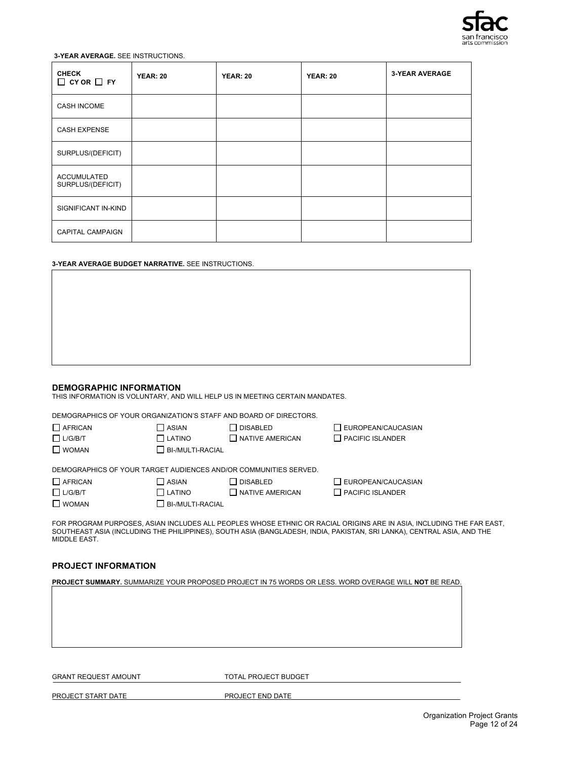**3-YEAR AVERAGE.** SEE INSTRUCTIONS.

| CHECK ☐ CY OR ☐ FY | YEAR: 20 | YEAR: 20 | YEAR: 20 | 3-YEAR AVERAGE |
|---|---|---|---|---|
| CASH INCOME | | | | |
| CASH EXPENSE | | | | |
| SURPLUS/(DEFICIT) | | | | |
| ACCUMULATED SURPLUS/(DEFICIT) | | | | |
| SIGNIFICANT IN-KIND | | | | |
| CAPITAL CAMPAIGN | | | | |

**3-YEAR AVERAGE BUDGET NARRATIVE.** SEE INSTRUCTIONS.

## DEMOGRAPHIC INFORMATION

THIS INFORMATION IS VOLUNTARY, AND WILL HELP US IN MEETING CERTAIN MANDATES.

DEMOGRAPHICS OF YOUR ORGANIZATION'S STAFF AND BOARD OF DIRECTORS.

☐ AFRICAN ☐ ASIAN ☐ DISABLED ☐ EUROPEAN/CAUCASIAN
☐ L/G/B/T ☐ LATINO ☐ NATIVE AMERICAN ☐ PACIFIC ISLANDER
☐ WOMAN ☐ BI-/MULTI-RACIAL

DEMOGRAPHICS OF YOUR TARGET AUDIENCES AND/OR COMMUNITIES SERVED.

☐ AFRICAN ☐ ASIAN ☐ DISABLED ☐ EUROPEAN/CAUCASIAN
☐ L/G/B/T ☐ LATINO ☐ NATIVE AMERICAN ☐ PACIFIC ISLANDER
☐ WOMAN ☐ BI-/MULTI-RACIAL

FOR PROGRAM PURPOSES, ASIAN INCLUDES ALL PEOPLES WHOSE ETHNIC OR RACIAL ORIGINS ARE IN ASIA, INCLUDING THE FAR EAST, SOUTHEAST ASIA (INCLUDING THE PHILIPPINES), SOUTH ASIA (BANGLADESH, INDIA, PAKISTAN, SRI LANKA), CENTRAL ASIA, AND THE MIDDLE EAST.

## PROJECT INFORMATION

**PROJECT SUMMARY.** SUMMARIZE YOUR PROPOSED PROJECT IN 75 WORDS OR LESS. WORD OVERAGE WILL **NOT** BE READ.

GRANT REQUEST AMOUNT ____________ TOTAL PROJECT BUDGET ____________

PROJECT START DATE ____________ PROJECT END DATE ____________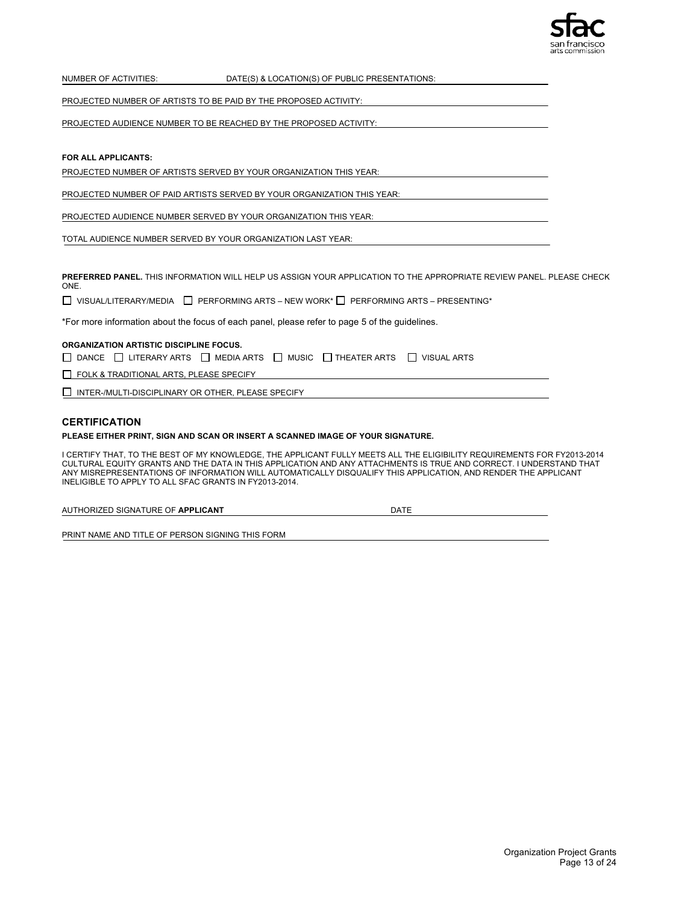NUMBER OF ACTIVITIES: DATE(S) & LOCATION(S) OF PUBLIC PRESENTATIONS:

PROJECTED NUMBER OF ARTISTS TO BE PAID BY THE PROPOSED ACTIVITY:

PROJECTED AUDIENCE NUMBER TO BE REACHED BY THE PROPOSED ACTIVITY:

**FOR ALL APPLICANTS:**

PROJECTED NUMBER OF ARTISTS SERVED BY YOUR ORGANIZATION THIS YEAR:

PROJECTED NUMBER OF PAID ARTISTS SERVED BY YOUR ORGANIZATION THIS YEAR:

PROJECTED AUDIENCE NUMBER SERVED BY YOUR ORGANIZATION THIS YEAR:

TOTAL AUDIENCE NUMBER SERVED BY YOUR ORGANIZATION LAST YEAR:

**PREFERRED PANEL.** THIS INFORMATION WILL HELP US ASSIGN YOUR APPLICATION TO THE APPROPRIATE REVIEW PANEL. PLEASE CHECK ONE.

☐ VISUAL/LITERARY/MEDIA ☐ PERFORMING ARTS – NEW WORK* ☐ PERFORMING ARTS – PRESENTING*

*For more information about the focus of each panel, please refer to page 5 of the guidelines.

**ORGANIZATION ARTISTIC DISCIPLINE FOCUS.**

☐ DANCE ☐ LITERARY ARTS ☐ MEDIA ARTS ☐ MUSIC ☐ THEATER ARTS ☐ VISUAL ARTS

☐ FOLK & TRADITIONAL ARTS, PLEASE SPECIFY

☐ INTER-/MULTI-DISCIPLINARY OR OTHER, PLEASE SPECIFY

## CERTIFICATION

**PLEASE EITHER PRINT, SIGN AND SCAN OR INSERT A SCANNED IMAGE OF YOUR SIGNATURE.**

I CERTIFY THAT, TO THE BEST OF MY KNOWLEDGE, THE APPLICANT FULLY MEETS ALL THE ELIGIBILITY REQUIREMENTS FOR FY2013-2014 CULTURAL EQUITY GRANTS AND THE DATA IN THIS APPLICATION AND ANY ATTACHMENTS IS TRUE AND CORRECT. I UNDERSTAND THAT ANY MISREPRESENTATIONS OF INFORMATION WILL AUTOMATICALLY DISQUALIFY THIS APPLICATION, AND RENDER THE APPLICANT INELIGIBLE TO APPLY TO ALL SFAC GRANTS IN FY2013-2014.

AUTHORIZED SIGNATURE OF **APPLICANT** DATE

PRINT NAME AND TITLE OF PERSON SIGNING THIS FORM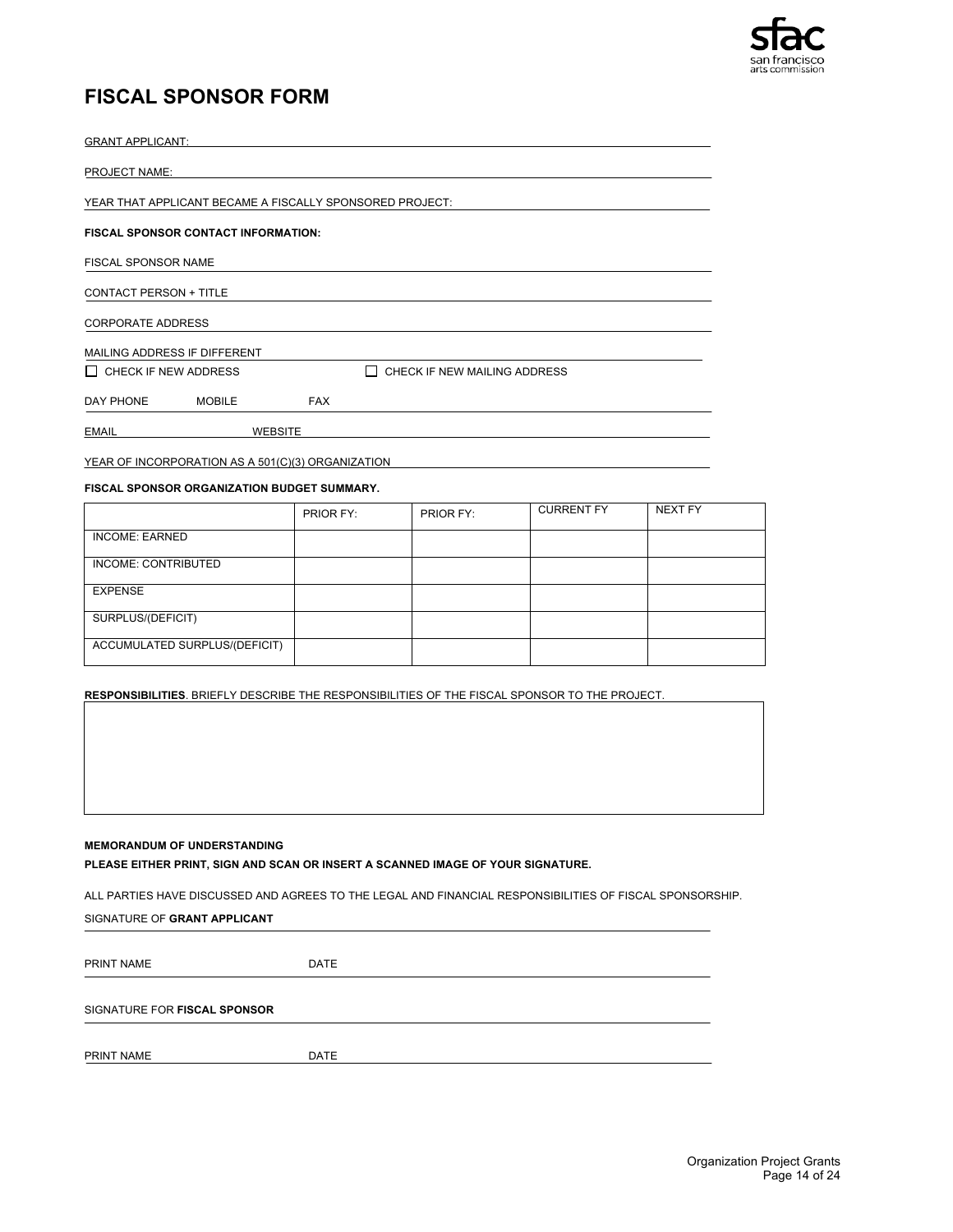# FISCAL SPONSOR FORM

GRANT APPLICANT:

PROJECT NAME:

YEAR THAT APPLICANT BECAME A FISCALLY SPONSORED PROJECT:

**FISCAL SPONSOR CONTACT INFORMATION:**

FISCAL SPONSOR NAME

CONTACT PERSON + TITLE

CORPORATE ADDRESS

MAILING ADDRESS IF DIFFERENT

☐ CHECK IF NEW ADDRESS ☐ CHECK IF NEW MAILING ADDRESS

DAY PHONE MOBILE FAX

EMAIL WEBSITE

YEAR OF INCORPORATION AS A 501(C)(3) ORGANIZATION

**FISCAL SPONSOR ORGANIZATION BUDGET SUMMARY.**

| | PRIOR FY: | PRIOR FY: | CURRENT FY | NEXT FY |
|---|---|---|---|---|
| INCOME: EARNED | | | | |
| INCOME: CONTRIBUTED | | | | |
| EXPENSE | | | | |
| SURPLUS/(DEFICIT) | | | | |
| ACCUMULATED SURPLUS/(DEFICIT) | | | | |

**RESPONSIBILITIES**. BRIEFLY DESCRIBE THE RESPONSIBILITIES OF THE FISCAL SPONSOR TO THE PROJECT.

**MEMORANDUM OF UNDERSTANDING**

**PLEASE EITHER PRINT, SIGN AND SCAN OR INSERT A SCANNED IMAGE OF YOUR SIGNATURE.**

ALL PARTIES HAVE DISCUSSED AND AGREES TO THE LEGAL AND FINANCIAL RESPONSIBILITIES OF FISCAL SPONSORSHIP.

SIGNATURE OF **GRANT APPLICANT**

PRINT NAME DATE

SIGNATURE FOR **FISCAL SPONSOR**

PRINT NAME DATE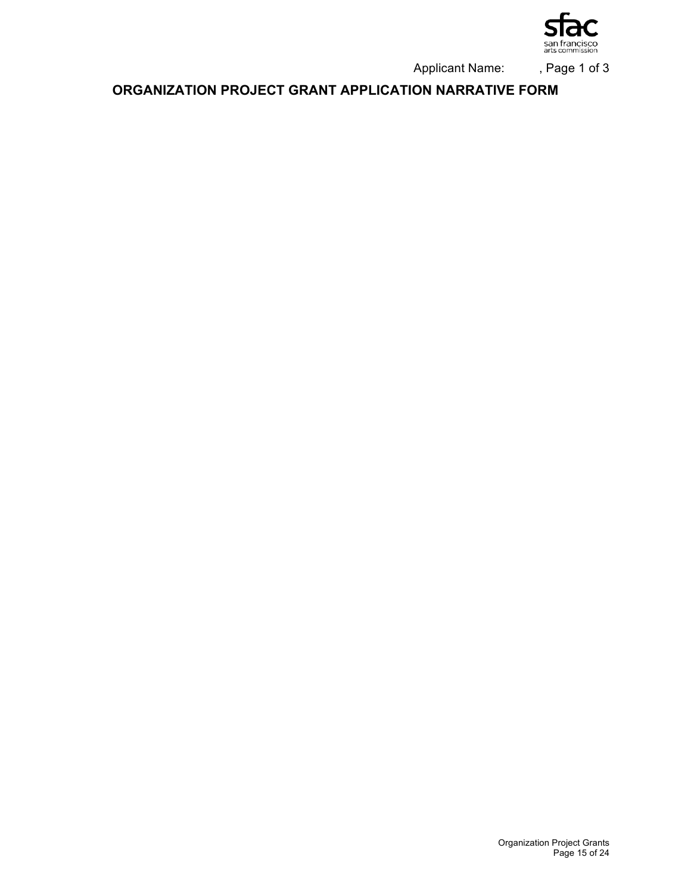Applicant Name: , Page 1 of 3

## ORGANIZATION PROJECT GRANT APPLICATION NARRATIVE FORM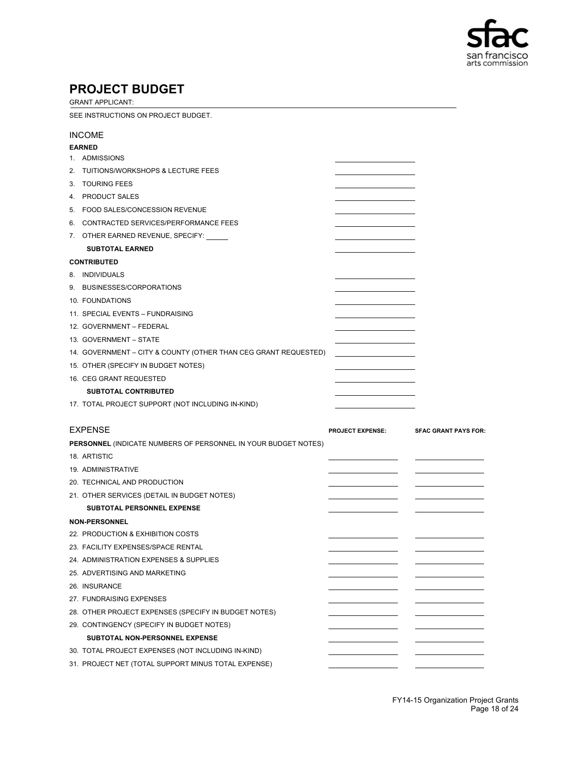# PROJECT BUDGET

GRANT APPLICANT:

SEE INSTRUCTIONS ON PROJECT BUDGET.

## INCOME

**EARNED**

| | |
|---|---|
| 1. ADMISSIONS | |
| 2. TUITIONS/WORKSHOPS & LECTURE FEES | |
| 3. TOURING FEES | |
| 4. PRODUCT SALES | |
| 5. FOOD SALES/CONCESSION REVENUE | |
| 6. CONTRACTED SERVICES/PERFORMANCE FEES | |
| 7. OTHER EARNED REVENUE, SPECIFY: ______ | |
| **SUBTOTAL EARNED** | |

**CONTRIBUTED**

| | |
|---|---|
| 8. INDIVIDUALS | |
| 9. BUSINESSES/CORPORATIONS | |
| 10. FOUNDATIONS | |
| 11. SPECIAL EVENTS – FUNDRAISING | |
| 12. GOVERNMENT – FEDERAL | |
| 13. GOVERNMENT – STATE | |
| 14. GOVERNMENT – CITY & COUNTY (OTHER THAN CEG GRANT REQUESTED) | |
| 15. OTHER (SPECIFY IN BUDGET NOTES) | |
| 16. CEG GRANT REQUESTED | |
| **SUBTOTAL CONTRIBUTED** | |
| 17. TOTAL PROJECT SUPPORT (NOT INCLUDING IN-KIND) | |

## EXPENSE

| | PROJECT EXPENSE: | SFAC GRANT PAYS FOR: |
|---|---|---|
| **PERSONNEL** (INDICATE NUMBERS OF PERSONNEL IN YOUR BUDGET NOTES) | | |
| 18. ARTISTIC | | |
| 19. ADMINISTRATIVE | | |
| 20. TECHNICAL AND PRODUCTION | | |
| 21. OTHER SERVICES (DETAIL IN BUDGET NOTES) | | |
| **SUBTOTAL PERSONNEL EXPENSE** | | |
| **NON-PERSONNEL** | | |
| 22. PRODUCTION & EXHIBITION COSTS | | |
| 23. FACILITY EXPENSES/SPACE RENTAL | | |
| 24. ADMINISTRATION EXPENSES & SUPPLIES | | |
| 25. ADVERTISING AND MARKETING | | |
| 26. INSURANCE | | |
| 27. FUNDRAISING EXPENSES | | |
| 28. OTHER PROJECT EXPENSES (SPECIFY IN BUDGET NOTES) | | |
| 29. CONTINGENCY (SPECIFY IN BUDGET NOTES) | | |
| **SUBTOTAL NON-PERSONNEL EXPENSE** | | |
| 30. TOTAL PROJECT EXPENSES (NOT INCLUDING IN-KIND) | | |
| 31. PROJECT NET (TOTAL SUPPORT MINUS TOTAL EXPENSE) | | |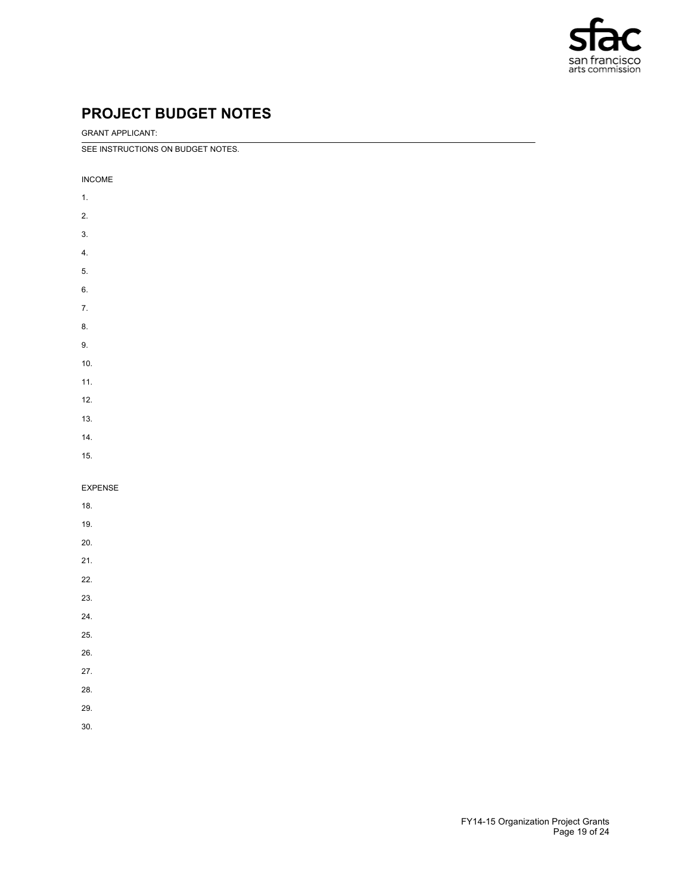# PROJECT BUDGET NOTES

GRANT APPLICANT:

SEE INSTRUCTIONS ON BUDGET NOTES.

INCOME

1.

2.

3.

4.

5.

6.

7.

8.

9.

10.

11.

12.

13.

14.

15.

EXPENSE

18.

19.

20.

21.

22.

23.

24.

25.

26.

27.

28.

29.

30.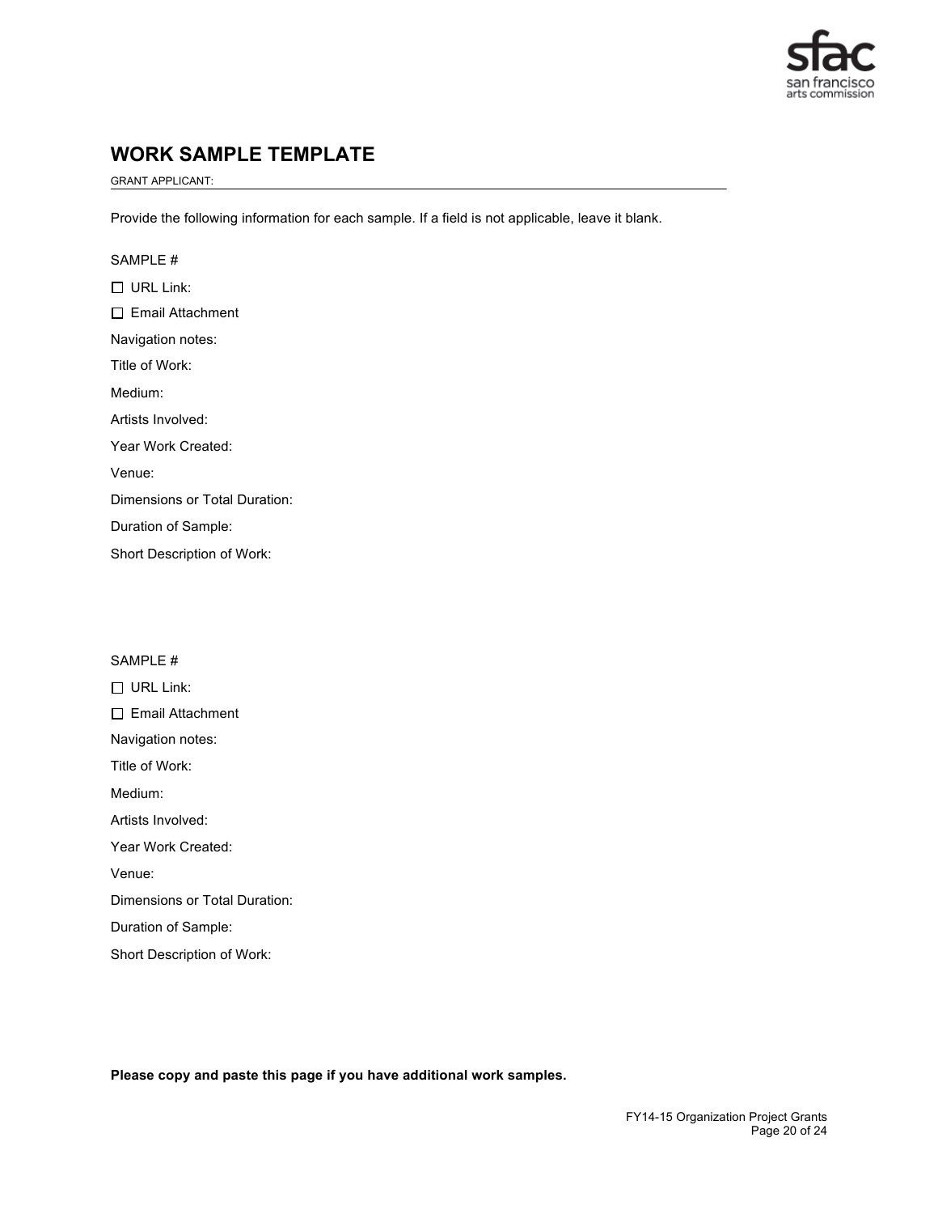# WORK SAMPLE TEMPLATE

GRANT APPLICANT: ______________________________________________

Provide the following information for each sample. If a field is not applicable, leave it blank.

SAMPLE #

☐ URL Link:

☐ Email Attachment

Navigation notes:

Title of Work:

Medium:

Artists Involved:

Year Work Created:

Venue:

Dimensions or Total Duration:

Duration of Sample:

Short Description of Work:

SAMPLE #

☐ URL Link:

☐ Email Attachment

Navigation notes:

Title of Work:

Medium:

Artists Involved:

Year Work Created:

Venue:

Dimensions or Total Duration:

Duration of Sample:

Short Description of Work:

**Please copy and paste this page if you have additional work samples.**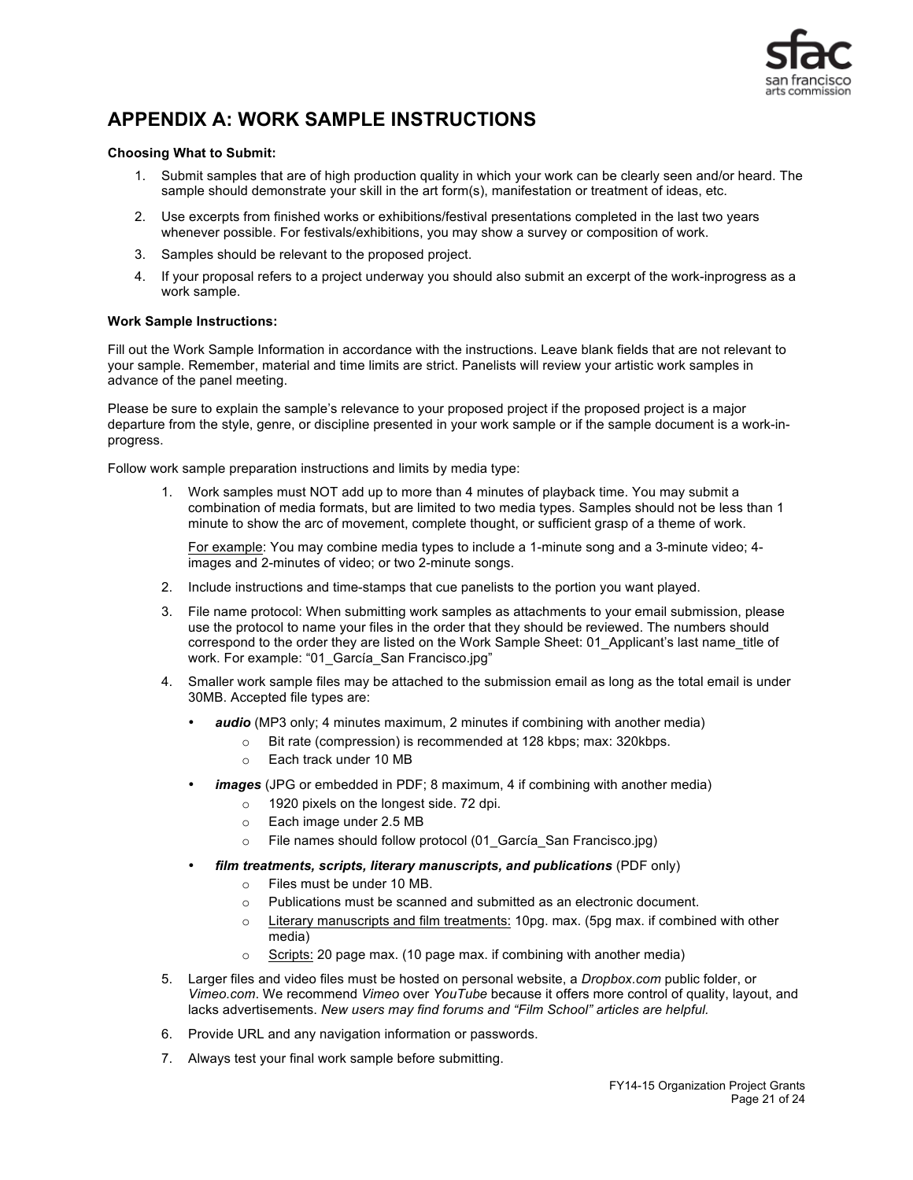## APPENDIX A: WORK SAMPLE INSTRUCTIONS

**Choosing What to Submit:**

1. Submit samples that are of high production quality in which your work can be clearly seen and/or heard. The sample should demonstrate your skill in the art form(s), manifestation or treatment of ideas, etc.
2. Use excerpts from finished works or exhibitions/festival presentations completed in the last two years whenever possible. For festivals/exhibitions, you may show a survey or composition of work.
3. Samples should be relevant to the proposed project.
4. If your proposal refers to a project underway you should also submit an excerpt of the work-inprogress as a work sample.

**Work Sample Instructions:**

Fill out the Work Sample Information in accordance with the instructions. Leave blank fields that are not relevant to your sample. Remember, material and time limits are strict. Panelists will review your artistic work samples in advance of the panel meeting.

Please be sure to explain the sample's relevance to your proposed project if the proposed project is a major departure from the style, genre, or discipline presented in your work sample or if the sample document is a work-in-progress.

Follow work sample preparation instructions and limits by media type:

1. Work samples must NOT add up to more than 4 minutes of playback time. You may submit a combination of media formats, but are limited to two media types. Samples should not be less than 1 minute to show the arc of movement, complete thought, or sufficient grasp of a theme of work.

   For example: You may combine media types to include a 1-minute song and a 3-minute video; 4-images and 2-minutes of video; or two 2-minute songs.
2. Include instructions and time-stamps that cue panelists to the portion you want played.
3. File name protocol: When submitting work samples as attachments to your email submission, please use the protocol to name your files in the order that they should be reviewed. The numbers should correspond to the order they are listed on the Work Sample Sheet: 01_Applicant's last name_title of work. For example: "01_García_San Francisco.jpg"
4. Smaller work sample files may be attached to the submission email as long as the total email is under 30MB. Accepted file types are:
   - ***audio*** (MP3 only; 4 minutes maximum, 2 minutes if combining with another media)
     - Bit rate (compression) is recommended at 128 kbps; max: 320kbps.
     - Each track under 10 MB
   - ***images*** (JPG or embedded in PDF; 8 maximum, 4 if combining with another media)
     - 1920 pixels on the longest side. 72 dpi.
     - Each image under 2.5 MB
     - File names should follow protocol (01_García_San Francisco.jpg)
   - ***film treatments, scripts, literary manuscripts, and publications*** (PDF only)
     - Files must be under 10 MB.
     - Publications must be scanned and submitted as an electronic document.
     - Literary manuscripts and film treatments: 10pg. max. (5pg max. if combined with other media)
     - Scripts: 20 page max. (10 page max. if combining with another media)
5. Larger files and video files must be hosted on personal website, a *Dropbox.com* public folder, or *Vimeo.com*. We recommend *Vimeo* over *YouTube* because it offers more control of quality, layout, and lacks advertisements. *New users may find forums and "Film School" articles are helpful.*
6. Provide URL and any navigation information or passwords.
7. Always test your final work sample before submitting.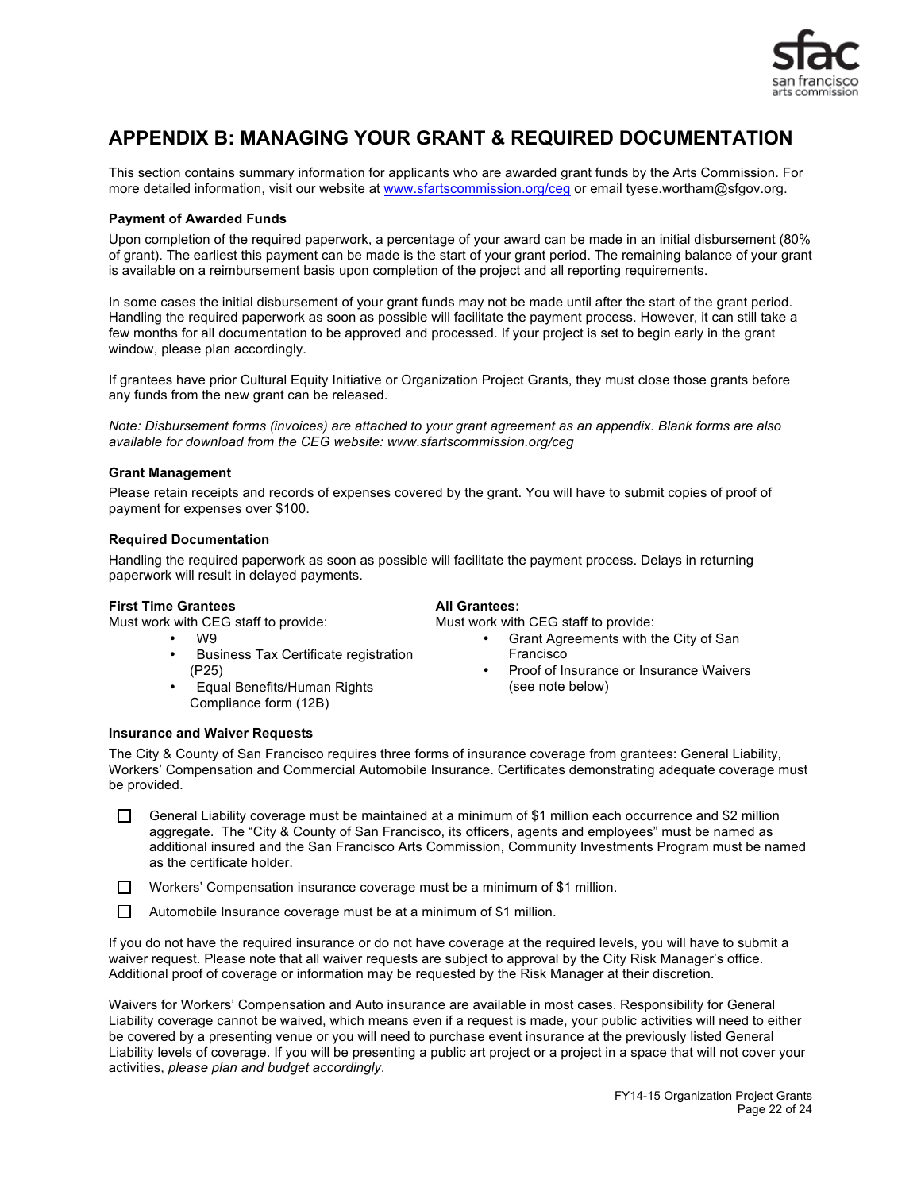# APPENDIX B: MANAGING YOUR GRANT & REQUIRED DOCUMENTATION

This section contains summary information for applicants who are awarded grant funds by the Arts Commission. For more detailed information, visit our website at www.sfartscommission.org/ceg or email tyese.wortham@sfgov.org.

**Payment of Awarded Funds**

Upon completion of the required paperwork, a percentage of your award can be made in an initial disbursement (80% of grant). The earliest this payment can be made is the start of your grant period. The remaining balance of your grant is available on a reimbursement basis upon completion of the project and all reporting requirements.

In some cases the initial disbursement of your grant funds may not be made until after the start of the grant period. Handling the required paperwork as soon as possible will facilitate the payment process. However, it can still take a few months for all documentation to be approved and processed. If your project is set to begin early in the grant window, please plan accordingly.

If grantees have prior Cultural Equity Initiative or Organization Project Grants, they must close those grants before any funds from the new grant can be released.

*Note: Disbursement forms (invoices) are attached to your grant agreement as an appendix. Blank forms are also available for download from the CEG website: www.sfartscommission.org/ceg*

**Grant Management**

Please retain receipts and records of expenses covered by the grant. You will have to submit copies of proof of payment for expenses over $100.

**Required Documentation**

Handling the required paperwork as soon as possible will facilitate the payment process. Delays in returning paperwork will result in delayed payments.

**First Time Grantees**

Must work with CEG staff to provide:

- W9
- Business Tax Certificate registration (P25)
- Equal Benefits/Human Rights Compliance form (12B)

**All Grantees:**

Must work with CEG staff to provide:

- Grant Agreements with the City of San Francisco
- Proof of Insurance or Insurance Waivers (see note below)

**Insurance and Waiver Requests**

The City & County of San Francisco requires three forms of insurance coverage from grantees: General Liability, Workers' Compensation and Commercial Automobile Insurance. Certificates demonstrating adequate coverage must be provided.

- ☐ General Liability coverage must be maintained at a minimum of $1 million each occurrence and $2 million aggregate. The "City & County of San Francisco, its officers, agents and employees" must be named as additional insured and the San Francisco Arts Commission, Community Investments Program must be named as the certificate holder.
- ☐ Workers' Compensation insurance coverage must be a minimum of $1 million.
- ☐ Automobile Insurance coverage must be at a minimum of $1 million.

If you do not have the required insurance or do not have coverage at the required levels, you will have to submit a waiver request. Please note that all waiver requests are subject to approval by the City Risk Manager's office. Additional proof of coverage or information may be requested by the Risk Manager at their discretion.

Waivers for Workers' Compensation and Auto insurance are available in most cases. Responsibility for General Liability coverage cannot be waived, which means even if a request is made, your public activities will need to either be covered by a presenting venue or you will need to purchase event insurance at the previously listed General Liability levels of coverage. If you will be presenting a public art project or a project in a space that will not cover your activities, *please plan and budget accordingly*.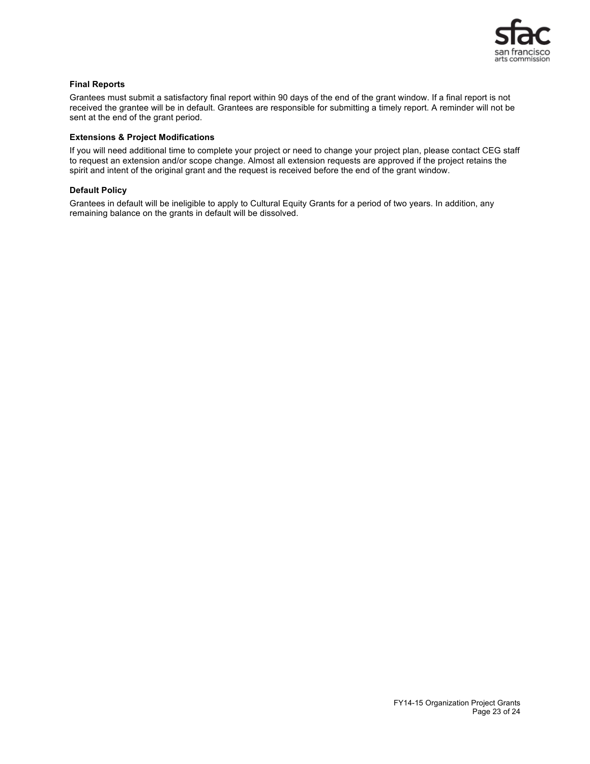**Final Reports**

Grantees must submit a satisfactory final report within 90 days of the end of the grant window. If a final report is not received the grantee will be in default. Grantees are responsible for submitting a timely report. A reminder will not be sent at the end of the grant period.

**Extensions & Project Modifications**

If you will need additional time to complete your project or need to change your project plan, please contact CEG staff to request an extension and/or scope change. Almost all extension requests are approved if the project retains the spirit and intent of the original grant and the request is received before the end of the grant window.

**Default Policy**

Grantees in default will be ineligible to apply to Cultural Equity Grants for a period of two years. In addition, any remaining balance on the grants in default will be dissolved.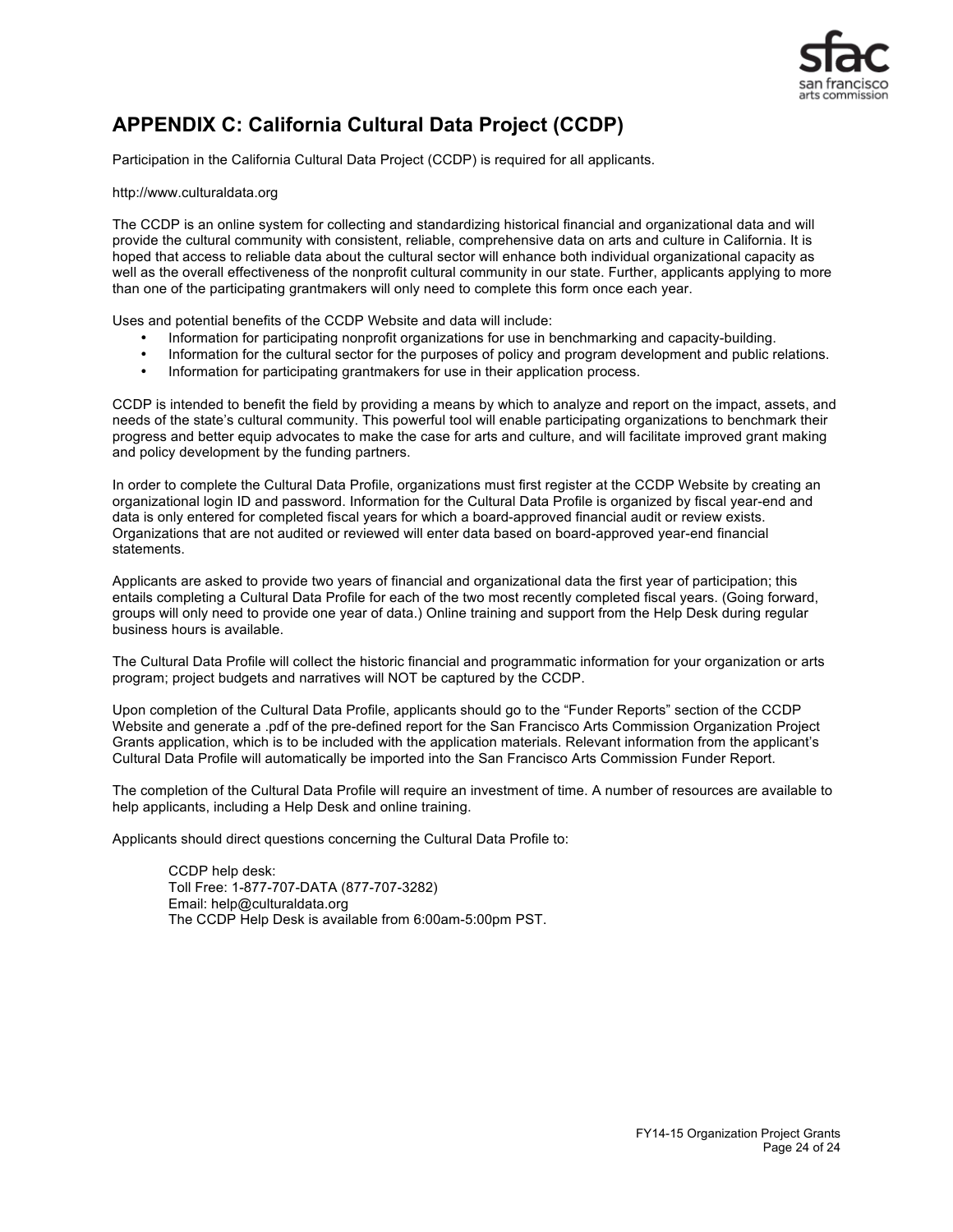# APPENDIX C: California Cultural Data Project (CCDP)

Participation in the California Cultural Data Project (CCDP) is required for all applicants.

http://www.culturaldata.org

The CCDP is an online system for collecting and standardizing historical financial and organizational data and will provide the cultural community with consistent, reliable, comprehensive data on arts and culture in California. It is hoped that access to reliable data about the cultural sector will enhance both individual organizational capacity as well as the overall effectiveness of the nonprofit cultural community in our state. Further, applicants applying to more than one of the participating grantmakers will only need to complete this form once each year.

Uses and potential benefits of the CCDP Website and data will include:

- Information for participating nonprofit organizations for use in benchmarking and capacity-building.
- Information for the cultural sector for the purposes of policy and program development and public relations.
- Information for participating grantmakers for use in their application process.

CCDP is intended to benefit the field by providing a means by which to analyze and report on the impact, assets, and needs of the state's cultural community. This powerful tool will enable participating organizations to benchmark their progress and better equip advocates to make the case for arts and culture, and will facilitate improved grant making and policy development by the funding partners.

In order to complete the Cultural Data Profile, organizations must first register at the CCDP Website by creating an organizational login ID and password. Information for the Cultural Data Profile is organized by fiscal year-end and data is only entered for completed fiscal years for which a board-approved financial audit or review exists. Organizations that are not audited or reviewed will enter data based on board-approved year-end financial statements.

Applicants are asked to provide two years of financial and organizational data the first year of participation; this entails completing a Cultural Data Profile for each of the two most recently completed fiscal years. (Going forward, groups will only need to provide one year of data.) Online training and support from the Help Desk during regular business hours is available.

The Cultural Data Profile will collect the historic financial and programmatic information for your organization or arts program; project budgets and narratives will NOT be captured by the CCDP.

Upon completion of the Cultural Data Profile, applicants should go to the "Funder Reports" section of the CCDP Website and generate a .pdf of the pre-defined report for the San Francisco Arts Commission Organization Project Grants application, which is to be included with the application materials. Relevant information from the applicant's Cultural Data Profile will automatically be imported into the San Francisco Arts Commission Funder Report.

The completion of the Cultural Data Profile will require an investment of time. A number of resources are available to help applicants, including a Help Desk and online training.

Applicants should direct questions concerning the Cultural Data Profile to:

> CCDP help desk:
> Toll Free: 1-877-707-DATA (877-707-3282)
> Email: help@culturaldata.org
> The CCDP Help Desk is available from 6:00am-5:00pm PST.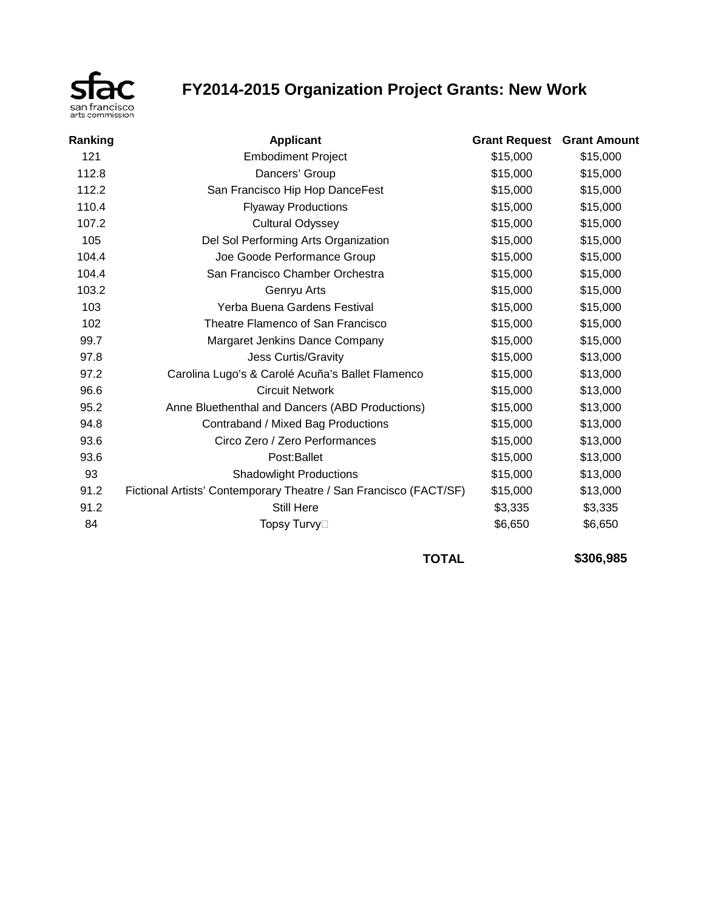# FY2014-2015 Organization Project Grants: New Work

| Ranking | Applicant | Grant Request | Grant Amount |
|---|---|---|---|
| 121 | Embodiment Project | $15,000 | $15,000 |
| 112.8 | Dancers' Group | $15,000 | $15,000 |
| 112.2 | San Francisco Hip Hop DanceFest | $15,000 | $15,000 |
| 110.4 | Flyaway Productions | $15,000 | $15,000 |
| 107.2 | Cultural Odyssey | $15,000 | $15,000 |
| 105 | Del Sol Performing Arts Organization | $15,000 | $15,000 |
| 104.4 | Joe Goode Performance Group | $15,000 | $15,000 |
| 104.4 | San Francisco Chamber Orchestra | $15,000 | $15,000 |
| 103.2 | Genryu Arts | $15,000 | $15,000 |
| 103 | Yerba Buena Gardens Festival | $15,000 | $15,000 |
| 102 | Theatre Flamenco of San Francisco | $15,000 | $15,000 |
| 99.7 | Margaret Jenkins Dance Company | $15,000 | $15,000 |
| 97.8 | Jess Curtis/Gravity | $15,000 | $13,000 |
| 97.2 | Carolina Lugo's & Carolé Acuña's Ballet Flamenco | $15,000 | $13,000 |
| 96.6 | Circuit Network | $15,000 | $13,000 |
| 95.2 | Anne Bluethenthal and Dancers (ABD Productions) | $15,000 | $13,000 |
| 94.8 | Contraband / Mixed Bag Productions | $15,000 | $13,000 |
| 93.6 | Circo Zero / Zero Performances | $15,000 | $13,000 |
| 93.6 | Post:Ballet | $15,000 | $13,000 |
| 93 | Shadowlight Productions | $15,000 | $13,000 |
| 91.2 | Fictional Artists' Contemporary Theatre / San Francisco (FACT/SF) | $15,000 | $13,000 |
| 91.2 | Still Here | $3,335 | $3,335 |
| 84 | Topsy Turvy | $6,650 | $6,650 |
| | | **TOTAL** | **$306,985** |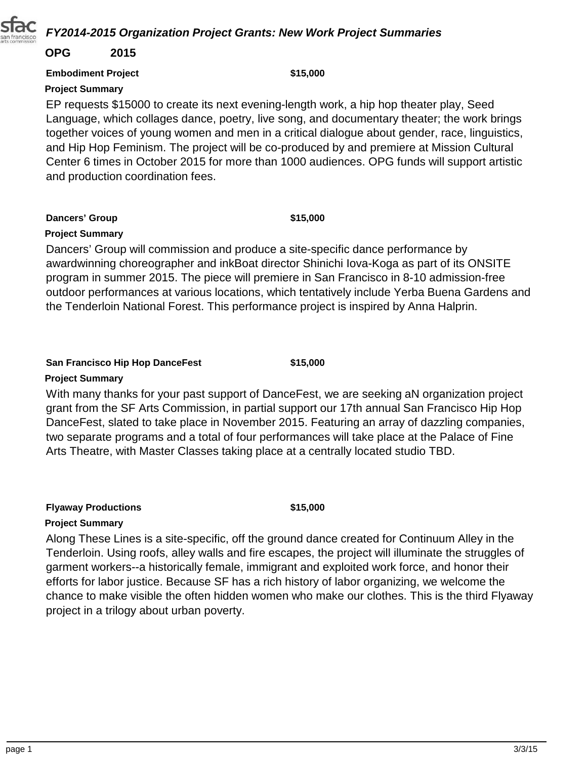## *FY2014-2015 Organization Project Grants: New Work Project Summaries*

**OPG 2015**

**Embodiment Project** **$15,000**

**Project Summary**

EP requests $15000 to create its next evening-length work, a hip hop theater play, Seed Language, which collages dance, poetry, live song, and documentary theater; the work brings together voices of young women and men in a critical dialogue about gender, race, linguistics, and Hip Hop Feminism. The project will be co-produced by and premiere at Mission Cultural Center 6 times in October 2015 for more than 1000 audiences. OPG funds will support artistic and production coordination fees.

**Dancers' Group** **$15,000**

**Project Summary**

Dancers' Group will commission and produce a site-specific dance performance by awardwinning choreographer and inkBoat director Shinichi Iova-Koga as part of its ONSITE program in summer 2015. The piece will premiere in San Francisco in 8-10 admission-free outdoor performances at various locations, which tentatively include Yerba Buena Gardens and the Tenderloin National Forest. This performance project is inspired by Anna Halprin.

**San Francisco Hip Hop DanceFest** **$15,000**

**Project Summary**

With many thanks for your past support of DanceFest, we are seeking aN organization project grant from the SF Arts Commission, in partial support our 17th annual San Francisco Hip Hop DanceFest, slated to take place in November 2015. Featuring an array of dazzling companies, two separate programs and a total of four performances will take place at the Palace of Fine Arts Theatre, with Master Classes taking place at a centrally located studio TBD.

**Flyaway Productions** **$15,000**

**Project Summary**

Along These Lines is a site-specific, off the ground dance created for Continuum Alley in the Tenderloin. Using roofs, alley walls and fire escapes, the project will illuminate the struggles of garment workers--a historically female, immigrant and exploited work force, and honor their efforts for labor justice. Because SF has a rich history of labor organizing, we welcome the chance to make visible the often hidden women who make our clothes. This is the third Flyaway project in a trilogy about urban poverty.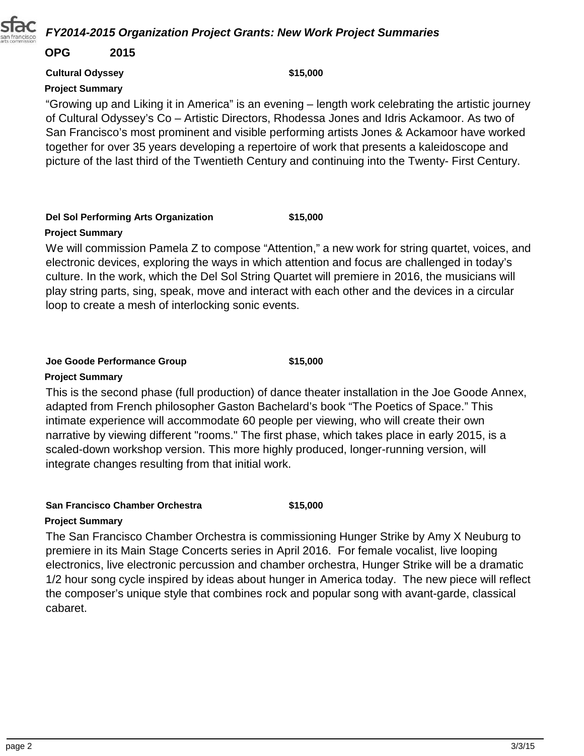# *FY2014-2015 Organization Project Grants: New Work Project Summaries*

**OPG 2015**

**Cultural Odyssey** **$15,000**

**Project Summary**

“Growing up and Liking it in America” is an evening – length work celebrating the artistic journey of Cultural Odyssey’s Co – Artistic Directors, Rhodessa Jones and Idris Ackamoor. As two of San Francisco’s most prominent and visible performing artists Jones & Ackamoor have worked together for over 35 years developing a repertoire of work that presents a kaleidoscope and picture of the last third of the Twentieth Century and continuing into the Twenty- First Century.

**Del Sol Performing Arts Organization** **$15,000**

**Project Summary**

We will commission Pamela Z to compose “Attention,” a new work for string quartet, voices, and electronic devices, exploring the ways in which attention and focus are challenged in today’s culture. In the work, which the Del Sol String Quartet will premiere in 2016, the musicians will play string parts, sing, speak, move and interact with each other and the devices in a circular loop to create a mesh of interlocking sonic events.

**Joe Goode Performance Group** **$15,000**

**Project Summary**

This is the second phase (full production) of dance theater installation in the Joe Goode Annex, adapted from French philosopher Gaston Bachelard’s book “The Poetics of Space.” This intimate experience will accommodate 60 people per viewing, who will create their own narrative by viewing different "rooms." The first phase, which takes place in early 2015, is a scaled-down workshop version. This more highly produced, longer-running version, will integrate changes resulting from that initial work.

**San Francisco Chamber Orchestra** **$15,000**

**Project Summary**

The San Francisco Chamber Orchestra is commissioning Hunger Strike by Amy X Neuburg to premiere in its Main Stage Concerts series in April 2016. For female vocalist, live looping electronics, live electronic percussion and chamber orchestra, Hunger Strike will be a dramatic 1/2 hour song cycle inspired by ideas about hunger in America today. The new piece will reflect the composer’s unique style that combines rock and popular song with avant-garde, classical cabaret.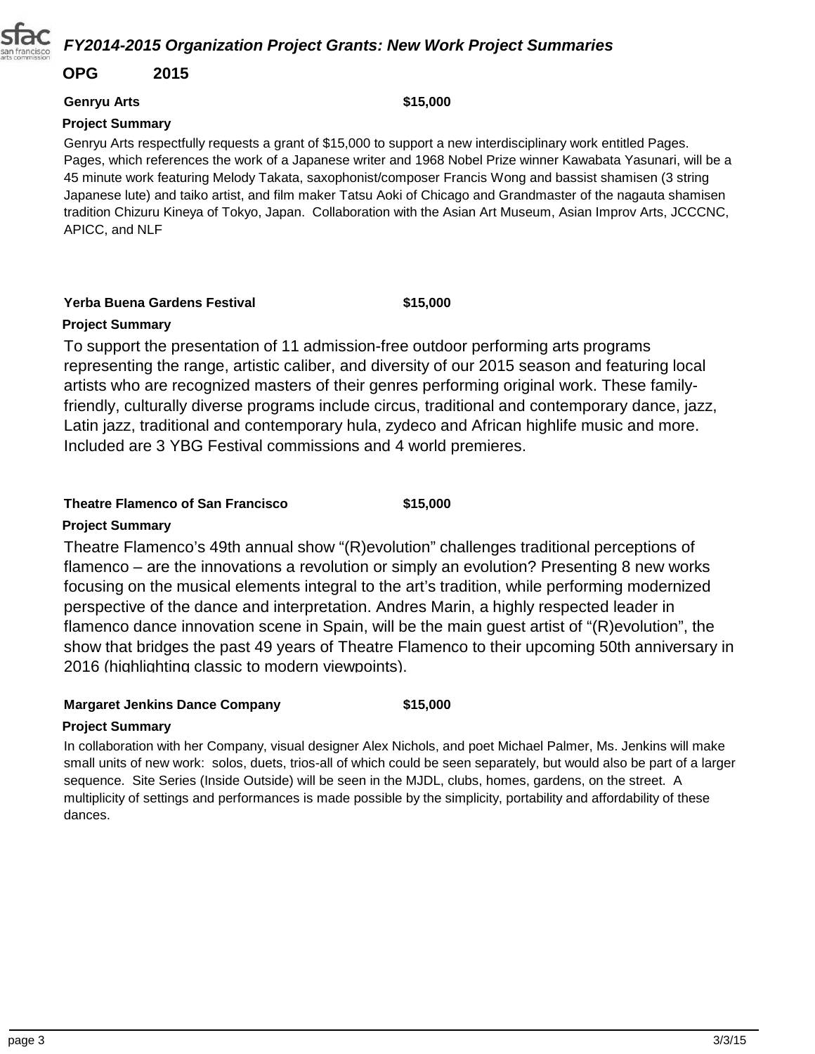## FY2014-2015 Organization Project Grants: New Work Project Summaries

**OPG 2015**

**Genryu Arts** **$15,000**

**Project Summary**

Genryu Arts respectfully requests a grant of $15,000 to support a new interdisciplinary work entitled Pages. Pages, which references the work of a Japanese writer and 1968 Nobel Prize winner Kawabata Yasunari, will be a 45 minute work featuring Melody Takata, saxophonist/composer Francis Wong and bassist shamisen (3 string Japanese lute) and taiko artist, and film maker Tatsu Aoki of Chicago and Grandmaster of the nagauta shamisen tradition Chizuru Kineya of Tokyo, Japan. Collaboration with the Asian Art Museum, Asian Improv Arts, JCCCNC, APICC, and NLF

**Yerba Buena Gardens Festival** **$15,000**

**Project Summary**

To support the presentation of 11 admission-free outdoor performing arts programs representing the range, artistic caliber, and diversity of our 2015 season and featuring local artists who are recognized masters of their genres performing original work. These family-friendly, culturally diverse programs include circus, traditional and contemporary dance, jazz, Latin jazz, traditional and contemporary hula, zydeco and African highlife music and more. Included are 3 YBG Festival commissions and 4 world premieres.

**Theatre Flamenco of San Francisco** **$15,000**

**Project Summary**

Theatre Flamenco's 49th annual show "(R)evolution" challenges traditional perceptions of flamenco – are the innovations a revolution or simply an evolution? Presenting 8 new works focusing on the musical elements integral to the art's tradition, while performing modernized perspective of the dance and interpretation. Andres Marin, a highly respected leader in flamenco dance innovation scene in Spain, will be the main guest artist of "(R)evolution", the show that bridges the past 49 years of Theatre Flamenco to their upcoming 50th anniversary in 2016 (highlighting classic to modern viewpoints).

**Margaret Jenkins Dance Company** **$15,000**

**Project Summary**

In collaboration with her Company, visual designer Alex Nichols, and poet Michael Palmer, Ms. Jenkins will make small units of new work: solos, duets, trios-all of which could be seen separately, but would also be part of a larger sequence. Site Series (Inside Outside) will be seen in the MJDL, clubs, homes, gardens, on the street. A multiplicity of settings and performances is made possible by the simplicity, portability and affordability of these dances.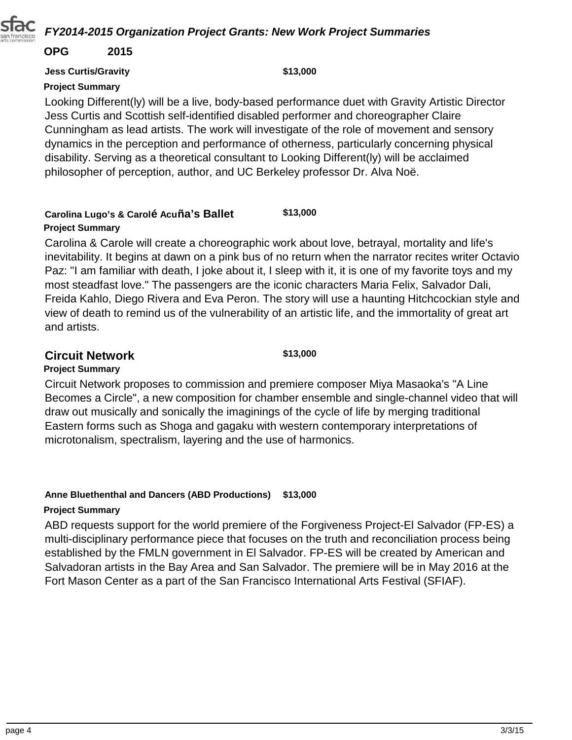## *FY2014-2015 Organization Project Grants: New Work Project Summaries*

**OPG 2015**

**Jess Curtis/Gravity** **$13,000**

**Project Summary**

Looking Different(ly) will be a live, body-based performance duet with Gravity Artistic Director Jess Curtis and Scottish self-identified disabled performer and choreographer Claire Cunningham as lead artists. The work will investigate of the role of movement and sensory dynamics in the perception and performance of otherness, particularly concerning physical disability. Serving as a theoretical consultant to Looking Different(ly) will be acclaimed philosopher of perception, author, and UC Berkeley professor Dr. Alva Noë.

**Carolina Lugo's & Carolé Acuña's Ballet** **$13,000**

**Project Summary**

Carolina & Carole will create a choreographic work about love, betrayal, mortality and life's inevitability. It begins at dawn on a pink bus of no return when the narrator recites writer Octavio Paz: "I am familiar with death, I joke about it, I sleep with it, it is one of my favorite toys and my most steadfast love." The passengers are the iconic characters Maria Felix, Salvador Dali, Freida Kahlo, Diego Rivera and Eva Peron. The story will use a haunting Hitchcockian style and view of death to remind us of the vulnerability of an artistic life, and the immortality of great art and artists.

**Circuit Network** **$13,000**

**Project Summary**

Circuit Network proposes to commission and premiere composer Miya Masaoka's "A Line Becomes a Circle", a new composition for chamber ensemble and single-channel video that will draw out musically and sonically the imaginings of the cycle of life by merging traditional Eastern forms such as Shoga and gagaku with western contemporary interpretations of microtonalism, spectralism, layering and the use of harmonics.

**Anne Bluethenthal and Dancers (ABD Productions)** **$13,000**

**Project Summary**

ABD requests support for the world premiere of the Forgiveness Project-El Salvador (FP-ES) a multi-disciplinary performance piece that focuses on the truth and reconciliation process being established by the FMLN government in El Salvador. FP-ES will be created by American and Salvadoran artists in the Bay Area and San Salvador. The premiere will be in May 2016 at the Fort Mason Center as a part of the San Francisco International Arts Festival (SFIAF).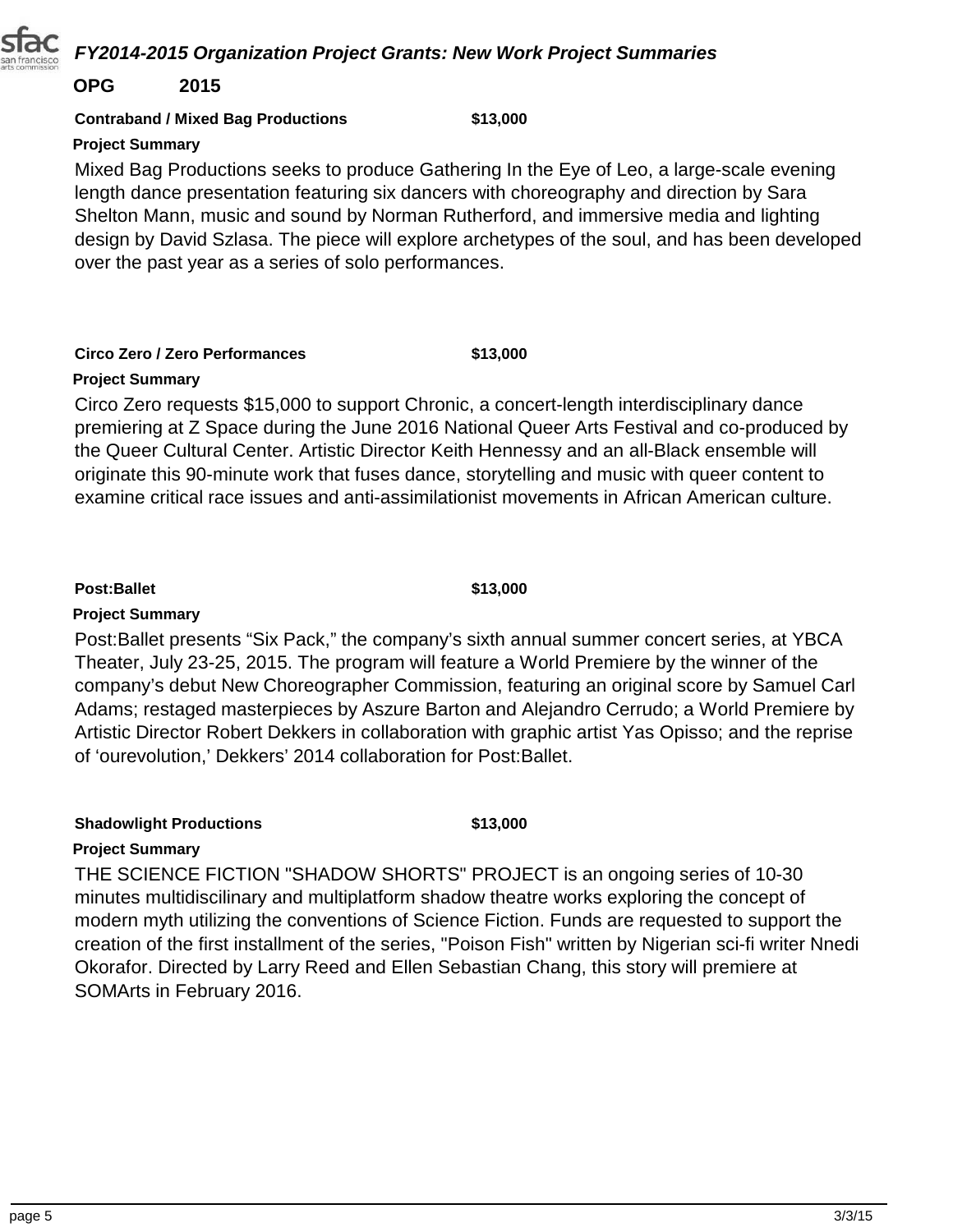# FY2014-2015 Organization Project Grants: New Work Project Summaries

**OPG 2015**

**Contraband / Mixed Bag Productions** **$13,000**

**Project Summary**

Mixed Bag Productions seeks to produce Gathering In the Eye of Leo, a large-scale evening length dance presentation featuring six dancers with choreography and direction by Sara Shelton Mann, music and sound by Norman Rutherford, and immersive media and lighting design by David Szlasa. The piece will explore archetypes of the soul, and has been developed over the past year as a series of solo performances.

**Circo Zero / Zero Performances** **$13,000**

**Project Summary**

Circo Zero requests $15,000 to support Chronic, a concert-length interdisciplinary dance premiering at Z Space during the June 2016 National Queer Arts Festival and co-produced by the Queer Cultural Center. Artistic Director Keith Hennessy and an all-Black ensemble will originate this 90-minute work that fuses dance, storytelling and music with queer content to examine critical race issues and anti-assimilationist movements in African American culture.

**Post:Ballet** **$13,000**

**Project Summary**

Post:Ballet presents “Six Pack,” the company’s sixth annual summer concert series, at YBCA Theater, July 23-25, 2015. The program will feature a World Premiere by the winner of the company’s debut New Choreographer Commission, featuring an original score by Samuel Carl Adams; restaged masterpieces by Aszure Barton and Alejandro Cerrudo; a World Premiere by Artistic Director Robert Dekkers in collaboration with graphic artist Yas Opisso; and the reprise of ‘ourevolution,’ Dekkers’ 2014 collaboration for Post:Ballet.

**Shadowlight Productions** **$13,000**

**Project Summary**

THE SCIENCE FICTION "SHADOW SHORTS" PROJECT is an ongoing series of 10-30 minutes multidiscilinary and multiplatform shadow theatre works exploring the concept of modern myth utilizing the conventions of Science Fiction. Funds are requested to support the creation of the first installment of the series, "Poison Fish" written by Nigerian sci-fi writer Nnedi Okorafor. Directed by Larry Reed and Ellen Sebastian Chang, this story will premiere at SOMArts in February 2016.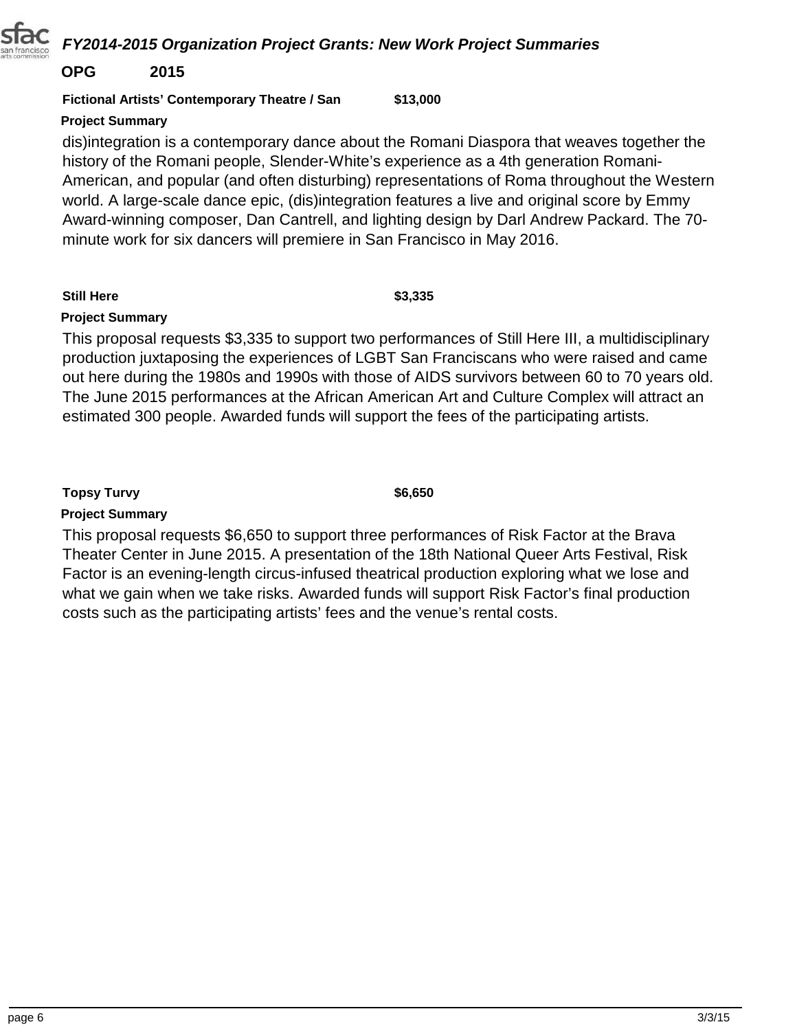## FY2014-2015 Organization Project Grants: New Work Project Summaries

**OPG 2015**

**Fictional Artists' Contemporary Theatre / San** **$13,000**

**Project Summary**

dis)integration is a contemporary dance about the Romani Diaspora that weaves together the history of the Romani people, Slender-White's experience as a 4th generation Romani-American, and popular (and often disturbing) representations of Roma throughout the Western world. A large-scale dance epic, (dis)integration features a live and original score by Emmy Award-winning composer, Dan Cantrell, and lighting design by Darl Andrew Packard. The 70-minute work for six dancers will premiere in San Francisco in May 2016.

**Still Here** **$3,335**

**Project Summary**

This proposal requests $3,335 to support two performances of Still Here III, a multidisciplinary production juxtaposing the experiences of LGBT San Franciscans who were raised and came out here during the 1980s and 1990s with those of AIDS survivors between 60 to 70 years old. The June 2015 performances at the African American Art and Culture Complex will attract an estimated 300 people. Awarded funds will support the fees of the participating artists.

**Topsy Turvy** **$6,650**

**Project Summary**

This proposal requests $6,650 to support three performances of Risk Factor at the Brava Theater Center in June 2015. A presentation of the 18th National Queer Arts Festival, Risk Factor is an evening-length circus-infused theatrical production exploring what we lose and what we gain when we take risks. Awarded funds will support Risk Factor's final production costs such as the participating artists' fees and the venue's rental costs.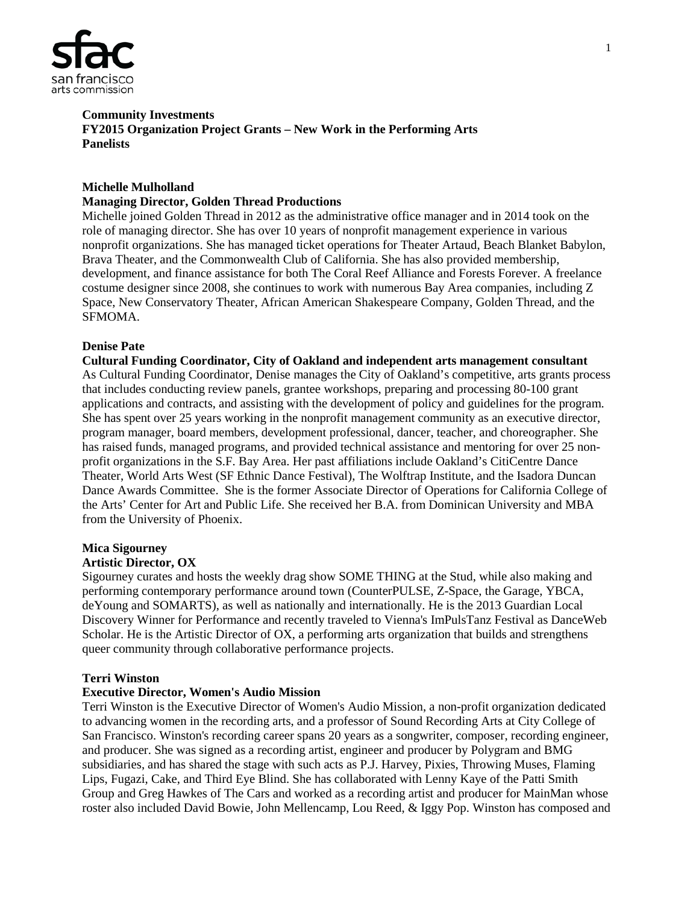**Community Investments**
**FY2015 Organization Project Grants – New Work in the Performing Arts**
**Panelists**

**Michelle Mulholland**
**Managing Director, Golden Thread Productions**
Michelle joined Golden Thread in 2012 as the administrative office manager and in 2014 took on the role of managing director. She has over 10 years of nonprofit management experience in various nonprofit organizations. She has managed ticket operations for Theater Artaud, Beach Blanket Babylon, Brava Theater, and the Commonwealth Club of California. She has also provided membership, development, and finance assistance for both The Coral Reef Alliance and Forests Forever. A freelance costume designer since 2008, she continues to work with numerous Bay Area companies, including Z Space, New Conservatory Theater, African American Shakespeare Company, Golden Thread, and the SFMOMA.

**Denise Pate**
**Cultural Funding Coordinator, City of Oakland and independent arts management consultant**
As Cultural Funding Coordinator, Denise manages the City of Oakland's competitive, arts grants process that includes conducting review panels, grantee workshops, preparing and processing 80-100 grant applications and contracts, and assisting with the development of policy and guidelines for the program. She has spent over 25 years working in the nonprofit management community as an executive director, program manager, board members, development professional, dancer, teacher, and choreographer. She has raised funds, managed programs, and provided technical assistance and mentoring for over 25 non-profit organizations in the S.F. Bay Area. Her past affiliations include Oakland's CitiCentre Dance Theater, World Arts West (SF Ethnic Dance Festival), The Wolftrap Institute, and the Isadora Duncan Dance Awards Committee. She is the former Associate Director of Operations for California College of the Arts' Center for Art and Public Life. She received her B.A. from Dominican University and MBA from the University of Phoenix.

**Mica Sigourney**
**Artistic Director, OX**
Sigourney curates and hosts the weekly drag show SOME THING at the Stud, while also making and performing contemporary performance around town (CounterPULSE, Z-Space, the Garage, YBCA, deYoung and SOMARTS), as well as nationally and internationally. He is the 2013 Guardian Local Discovery Winner for Performance and recently traveled to Vienna's ImPulsTanz Festival as DanceWeb Scholar. He is the Artistic Director of OX, a performing arts organization that builds and strengthens queer community through collaborative performance projects.

**Terri Winston**
**Executive Director, Women's Audio Mission**
Terri Winston is the Executive Director of Women's Audio Mission, a non-profit organization dedicated to advancing women in the recording arts, and a professor of Sound Recording Arts at City College of San Francisco. Winston's recording career spans 20 years as a songwriter, composer, recording engineer, and producer. She was signed as a recording artist, engineer and producer by Polygram and BMG subsidiaries, and has shared the stage with such acts as P.J. Harvey, Pixies, Throwing Muses, Flaming Lips, Fugazi, Cake, and Third Eye Blind. She has collaborated with Lenny Kaye of the Patti Smith Group and Greg Hawkes of The Cars and worked as a recording artist and producer for MainMan whose roster also included David Bowie, John Mellencamp, Lou Reed, & Iggy Pop. Winston has composed and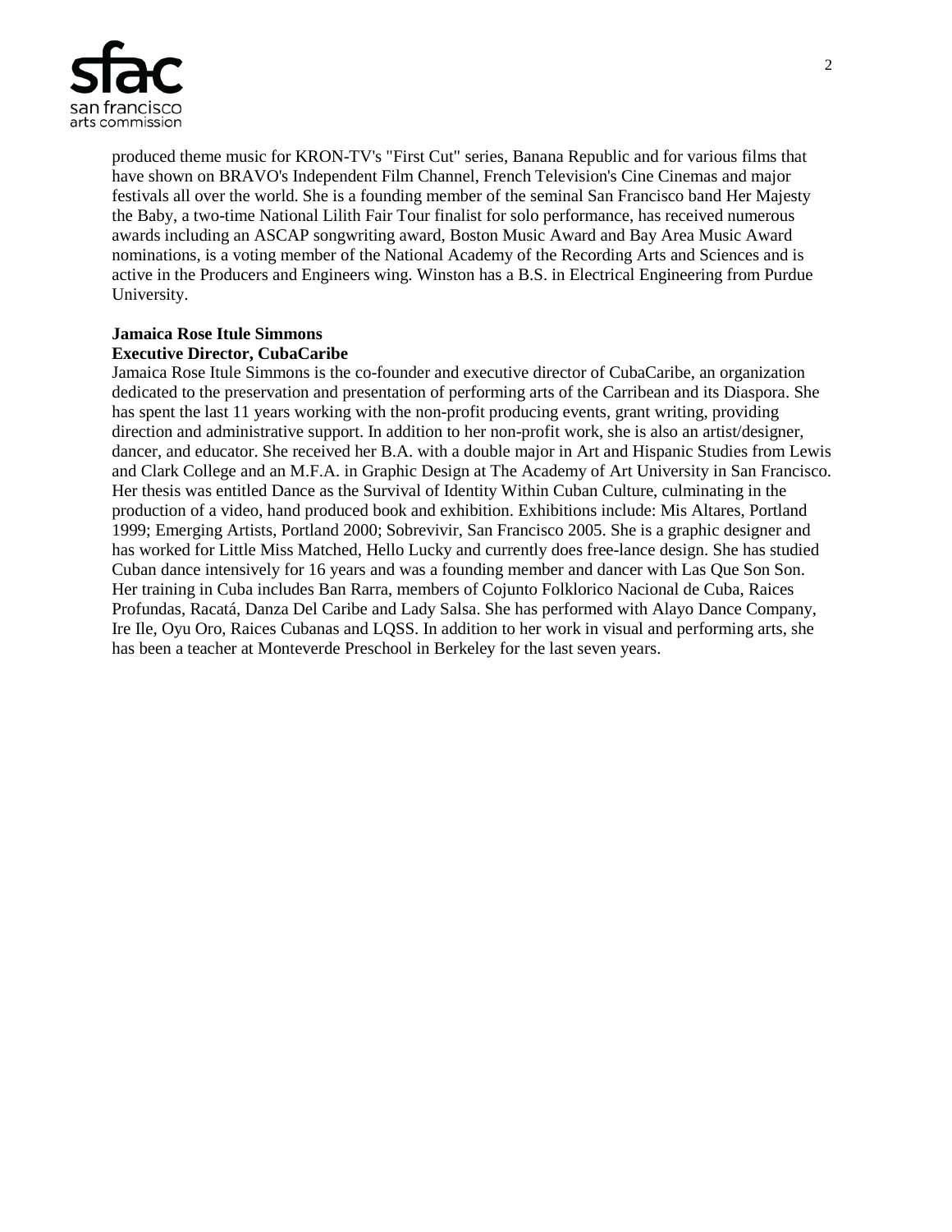produced theme music for KRON-TV's "First Cut" series, Banana Republic and for various films that have shown on BRAVO's Independent Film Channel, French Television's Cine Cinemas and major festivals all over the world. She is a founding member of the seminal San Francisco band Her Majesty the Baby, a two-time National Lilith Fair Tour finalist for solo performance, has received numerous awards including an ASCAP songwriting award, Boston Music Award and Bay Area Music Award nominations, is a voting member of the National Academy of the Recording Arts and Sciences and is active in the Producers and Engineers wing. Winston has a B.S. in Electrical Engineering from Purdue University.

**Jamaica Rose Itule Simmons**
**Executive Director, CubaCaribe**

Jamaica Rose Itule Simmons is the co-founder and executive director of CubaCaribe, an organization dedicated to the preservation and presentation of performing arts of the Carribean and its Diaspora. She has spent the last 11 years working with the non-profit producing events, grant writing, providing direction and administrative support. In addition to her non-profit work, she is also an artist/designer, dancer, and educator. She received her B.A. with a double major in Art and Hispanic Studies from Lewis and Clark College and an M.F.A. in Graphic Design at The Academy of Art University in San Francisco. Her thesis was entitled Dance as the Survival of Identity Within Cuban Culture, culminating in the production of a video, hand produced book and exhibition. Exhibitions include: Mis Altares, Portland 1999; Emerging Artists, Portland 2000; Sobrevivir, San Francisco 2005. She is a graphic designer and has worked for Little Miss Matched, Hello Lucky and currently does free-lance design. She has studied Cuban dance intensively for 16 years and was a founding member and dancer with Las Que Son Son. Her training in Cuba includes Ban Rarra, members of Cojunto Folklorico Nacional de Cuba, Raices Profundas, Racatá, Danza Del Caribe and Lady Salsa. She has performed with Alayo Dance Company, Ire Ile, Oyu Oro, Raices Cubanas and LQSS. In addition to her work in visual and performing arts, she has been a teacher at Monteverde Preschool in Berkeley for the last seven years.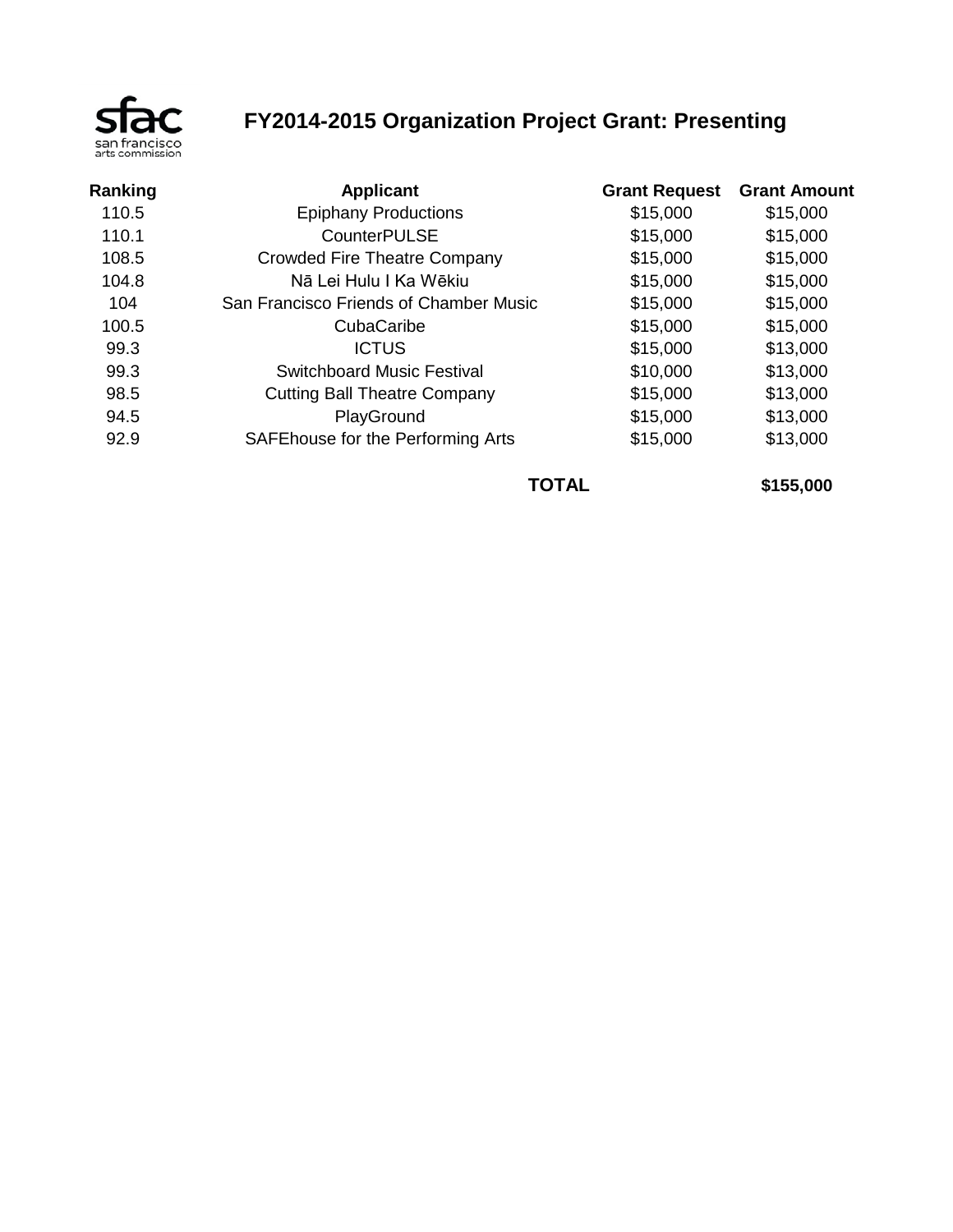sfac san francisco arts commission

# FY2014-2015 Organization Project Grant: Presenting

| Ranking | Applicant | Grant Request | Grant Amount |
|---|---|---|---|
| 110.5 | Epiphany Productions | $15,000 | $15,000 |
| 110.1 | CounterPULSE | $15,000 | $15,000 |
| 108.5 | Crowded Fire Theatre Company | $15,000 | $15,000 |
| 104.8 | Nā Lei Hulu I Ka Wēkiu | $15,000 | $15,000 |
| 104 | San Francisco Friends of Chamber Music | $15,000 | $15,000 |
| 100.5 | CubaCaribe | $15,000 | $15,000 |
| 99.3 | ICTUS | $15,000 | $13,000 |
| 99.3 | Switchboard Music Festival | $10,000 | $13,000 |
| 98.5 | Cutting Ball Theatre Company | $15,000 | $13,000 |
| 94.5 | PlayGround | $15,000 | $13,000 |
| 92.9 | SAFEhouse for the Performing Arts | $15,000 | $13,000 |
| | | **TOTAL** | **$155,000** |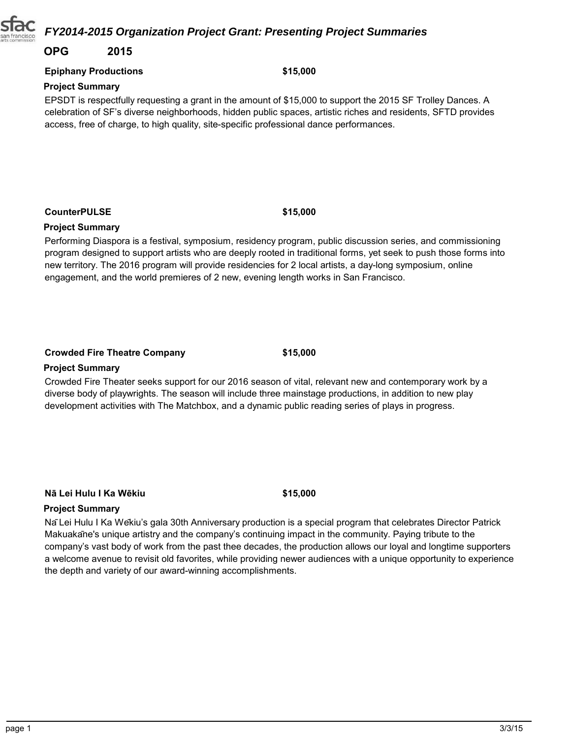# FY2014-2015 Organization Project Grant: Presenting Project Summaries

**OPG 2015**

**Epiphany Productions** **$15,000**

**Project Summary**

EPSDT is respectfully requesting a grant in the amount of $15,000 to support the 2015 SF Trolley Dances. A celebration of SF's diverse neighborhoods, hidden public spaces, artistic riches and residents, SFTD provides access, free of charge, to high quality, site-specific professional dance performances.

**CounterPULSE** **$15,000**

**Project Summary**

Performing Diaspora is a festival, symposium, residency program, public discussion series, and commissioning program designed to support artists who are deeply rooted in traditional forms, yet seek to push those forms into new territory. The 2016 program will provide residencies for 2 local artists, a day-long symposium, online engagement, and the world premieres of 2 new, evening length works in San Francisco.

**Crowded Fire Theatre Company** **$15,000**

**Project Summary**

Crowded Fire Theater seeks support for our 2016 season of vital, relevant new and contemporary work by a diverse body of playwrights. The season will include three mainstage productions, in addition to new play development activities with The Matchbox, and a dynamic public reading series of plays in progress.

**Nā Lei Hulu I Ka Wēkiu** **$15,000**

**Project Summary**

Nā Lei Hulu I Ka Wēkiu's gala 30th Anniversary production is a special program that celebrates Director Patrick Makuakāne's unique artistry and the company's continuing impact in the community. Paying tribute to the company's vast body of work from the past thee decades, the production allows our loyal and longtime supporters a welcome avenue to revisit old favorites, while providing newer audiences with a unique opportunity to experience the depth and variety of our award-winning accomplishments.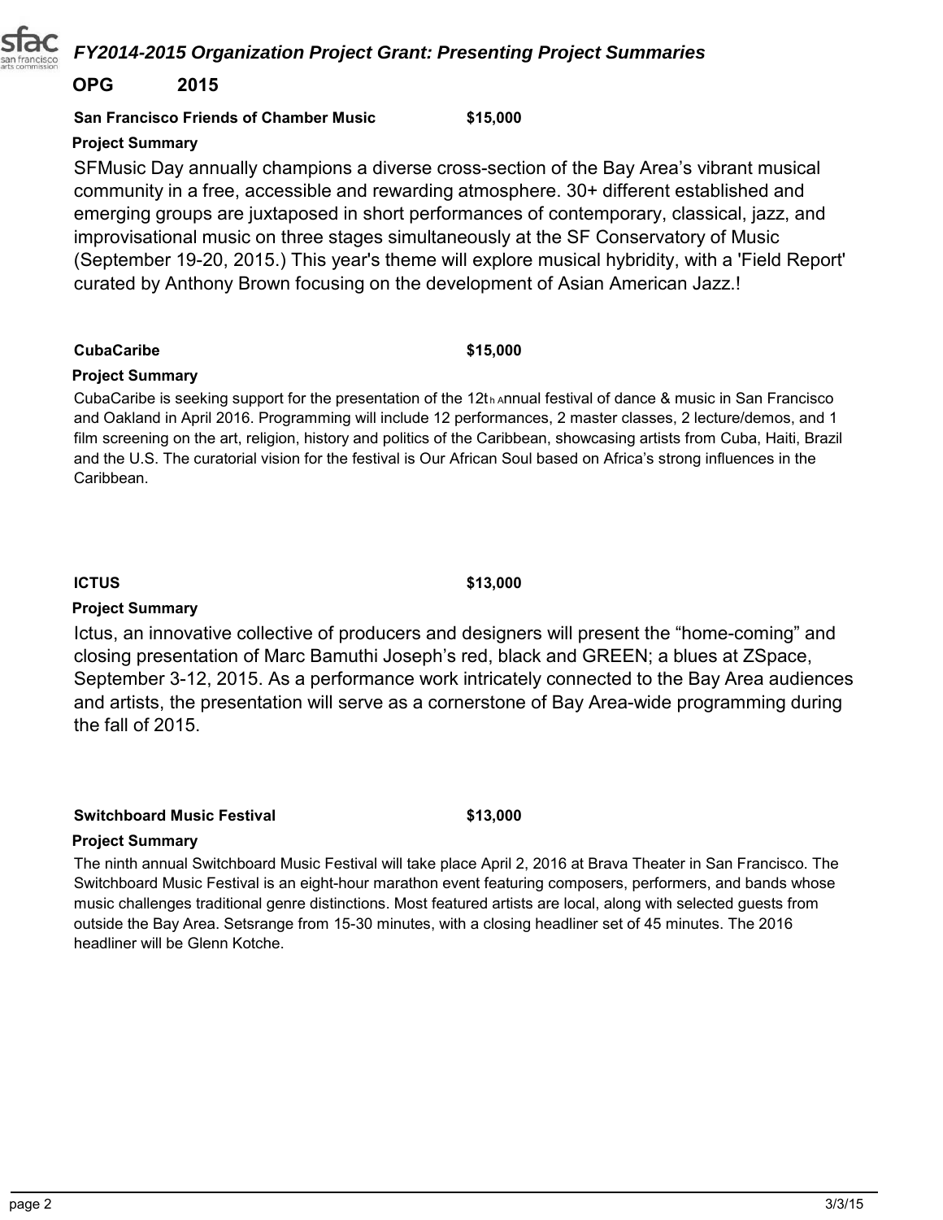# FY2014-2015 Organization Project Grant: Presenting Project Summaries

**OPG 2015**

**San Francisco Friends of Chamber Music** **$15,000**

**Project Summary**

SFMusic Day annually champions a diverse cross-section of the Bay Area's vibrant musical community in a free, accessible and rewarding atmosphere. 30+ different established and emerging groups are juxtaposed in short performances of contemporary, classical, jazz, and improvisational music on three stages simultaneously at the SF Conservatory of Music (September 19-20, 2015.) This year's theme will explore musical hybridity, with a 'Field Report' curated by Anthony Brown focusing on the development of Asian American Jazz.!

**CubaCaribe** **$15,000**

**Project Summary**

CubaCaribe is seeking support for the presentation of the 12th Annual festival of dance & music in San Francisco and Oakland in April 2016. Programming will include 12 performances, 2 master classes, 2 lecture/demos, and 1 film screening on the art, religion, history and politics of the Caribbean, showcasing artists from Cuba, Haiti, Brazil and the U.S. The curatorial vision for the festival is Our African Soul based on Africa's strong influences in the Caribbean.

**ICTUS** **$13,000**

**Project Summary**

Ictus, an innovative collective of producers and designers will present the "home-coming" and closing presentation of Marc Bamuthi Joseph's red, black and GREEN; a blues at ZSpace, September 3-12, 2015. As a performance work intricately connected to the Bay Area audiences and artists, the presentation will serve as a cornerstone of Bay Area-wide programming during the fall of 2015.

**Switchboard Music Festival** **$13,000**

**Project Summary**

The ninth annual Switchboard Music Festival will take place April 2, 2016 at Brava Theater in San Francisco. The Switchboard Music Festival is an eight-hour marathon event featuring composers, performers, and bands whose music challenges traditional genre distinctions. Most featured artists are local, along with selected guests from outside the Bay Area. Setsrange from 15-30 minutes, with a closing headliner set of 45 minutes. The 2016 headliner will be Glenn Kotche.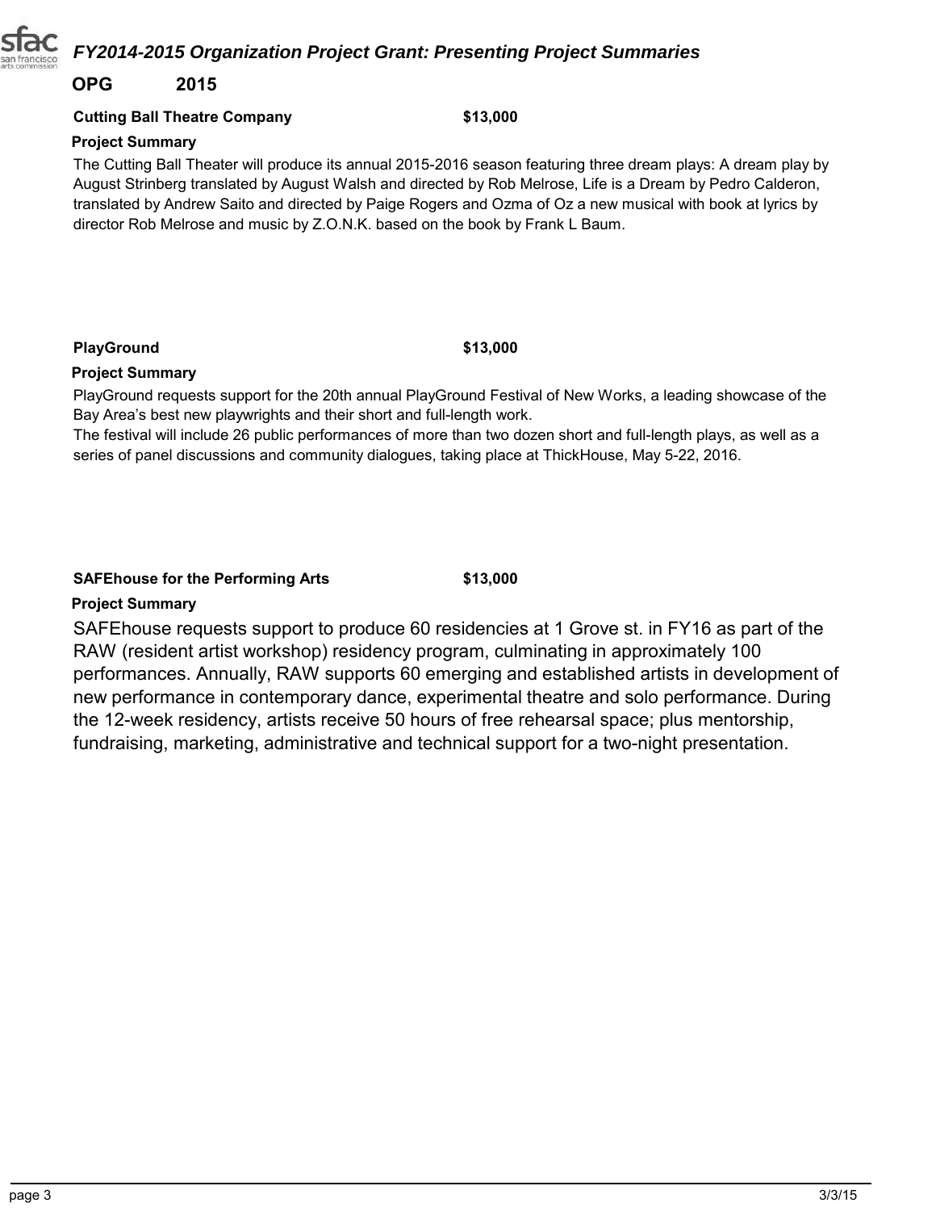# FY2014-2015 Organization Project Grant: Presenting Project Summaries

**OPG 2015**

**Cutting Ball Theatre Company** **$13,000**

**Project Summary**

The Cutting Ball Theater will produce its annual 2015-2016 season featuring three dream plays: A dream play by August Strinberg translated by August Walsh and directed by Rob Melrose, Life is a Dream by Pedro Calderon, translated by Andrew Saito and directed by Paige Rogers and Ozma of Oz a new musical with book at lyrics by director Rob Melrose and music by Z.O.N.K. based on the book by Frank L Baum.

**PlayGround** **$13,000**

**Project Summary**

PlayGround requests support for the 20th annual PlayGround Festival of New Works, a leading showcase of the Bay Area's best new playwrights and their short and full-length work.
The festival will include 26 public performances of more than two dozen short and full-length plays, as well as a series of panel discussions and community dialogues, taking place at ThickHouse, May 5-22, 2016.

**SAFEhouse for the Performing Arts** **$13,000**

**Project Summary**

SAFEhouse requests support to produce 60 residencies at 1 Grove st. in FY16 as part of the RAW (resident artist workshop) residency program, culminating in approximately 100 performances. Annually, RAW supports 60 emerging and established artists in development of new performance in contemporary dance, experimental theatre and solo performance. During the 12-week residency, artists receive 50 hours of free rehearsal space; plus mentorship, fundraising, marketing, administrative and technical support for a two-night presentation.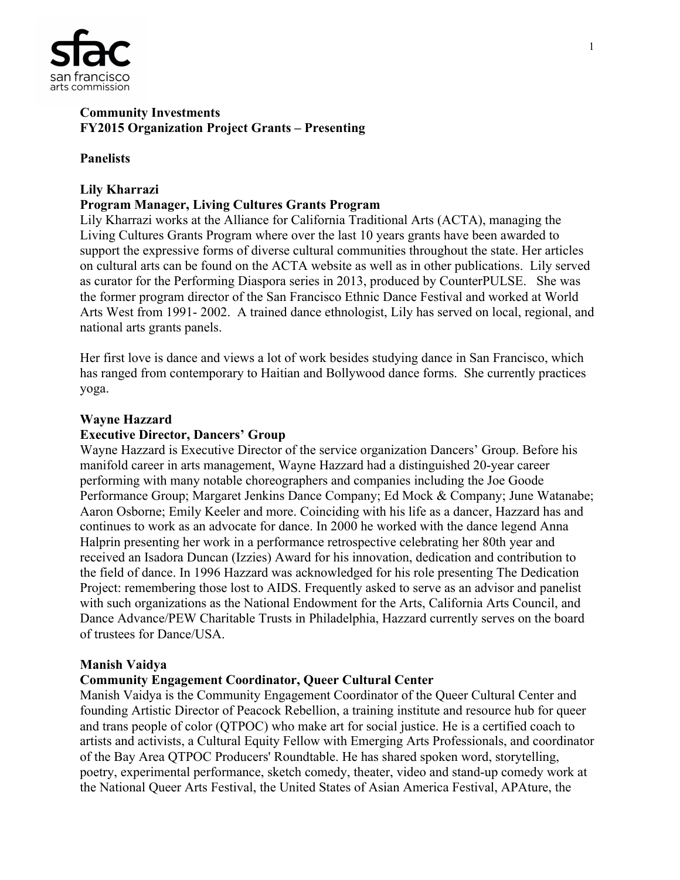**Community Investments**
**FY2015 Organization Project Grants – Presenting**

**Panelists**

**Lily Kharrazi**
**Program Manager, Living Cultures Grants Program**
Lily Kharrazi works at the Alliance for California Traditional Arts (ACTA), managing the Living Cultures Grants Program where over the last 10 years grants have been awarded to support the expressive forms of diverse cultural communities throughout the state. Her articles on cultural arts can be found on the ACTA website as well as in other publications. Lily served as curator for the Performing Diaspora series in 2013, produced by CounterPULSE. She was the former program director of the San Francisco Ethnic Dance Festival and worked at World Arts West from 1991- 2002. A trained dance ethnologist, Lily has served on local, regional, and national arts grants panels.

Her first love is dance and views a lot of work besides studying dance in San Francisco, which has ranged from contemporary to Haitian and Bollywood dance forms. She currently practices yoga.

**Wayne Hazzard**
**Executive Director, Dancers' Group**
Wayne Hazzard is Executive Director of the service organization Dancers' Group. Before his manifold career in arts management, Wayne Hazzard had a distinguished 20-year career performing with many notable choreographers and companies including the Joe Goode Performance Group; Margaret Jenkins Dance Company; Ed Mock & Company; June Watanabe; Aaron Osborne; Emily Keeler and more. Coinciding with his life as a dancer, Hazzard has and continues to work as an advocate for dance. In 2000 he worked with the dance legend Anna Halprin presenting her work in a performance retrospective celebrating her 80th year and received an Isadora Duncan (Izzies) Award for his innovation, dedication and contribution to the field of dance. In 1996 Hazzard was acknowledged for his role presenting The Dedication Project: remembering those lost to AIDS. Frequently asked to serve as an advisor and panelist with such organizations as the National Endowment for the Arts, California Arts Council, and Dance Advance/PEW Charitable Trusts in Philadelphia, Hazzard currently serves on the board of trustees for Dance/USA.

**Manish Vaidya**
**Community Engagement Coordinator, Queer Cultural Center**
Manish Vaidya is the Community Engagement Coordinator of the Queer Cultural Center and founding Artistic Director of Peacock Rebellion, a training institute and resource hub for queer and trans people of color (QTPOC) who make art for social justice. He is a certified coach to artists and activists, a Cultural Equity Fellow with Emerging Arts Professionals, and coordinator of the Bay Area QTPOC Producers' Roundtable. He has shared spoken word, storytelling, poetry, experimental performance, sketch comedy, theater, video and stand-up comedy work at the National Queer Arts Festival, the United States of Asian America Festival, APAture, the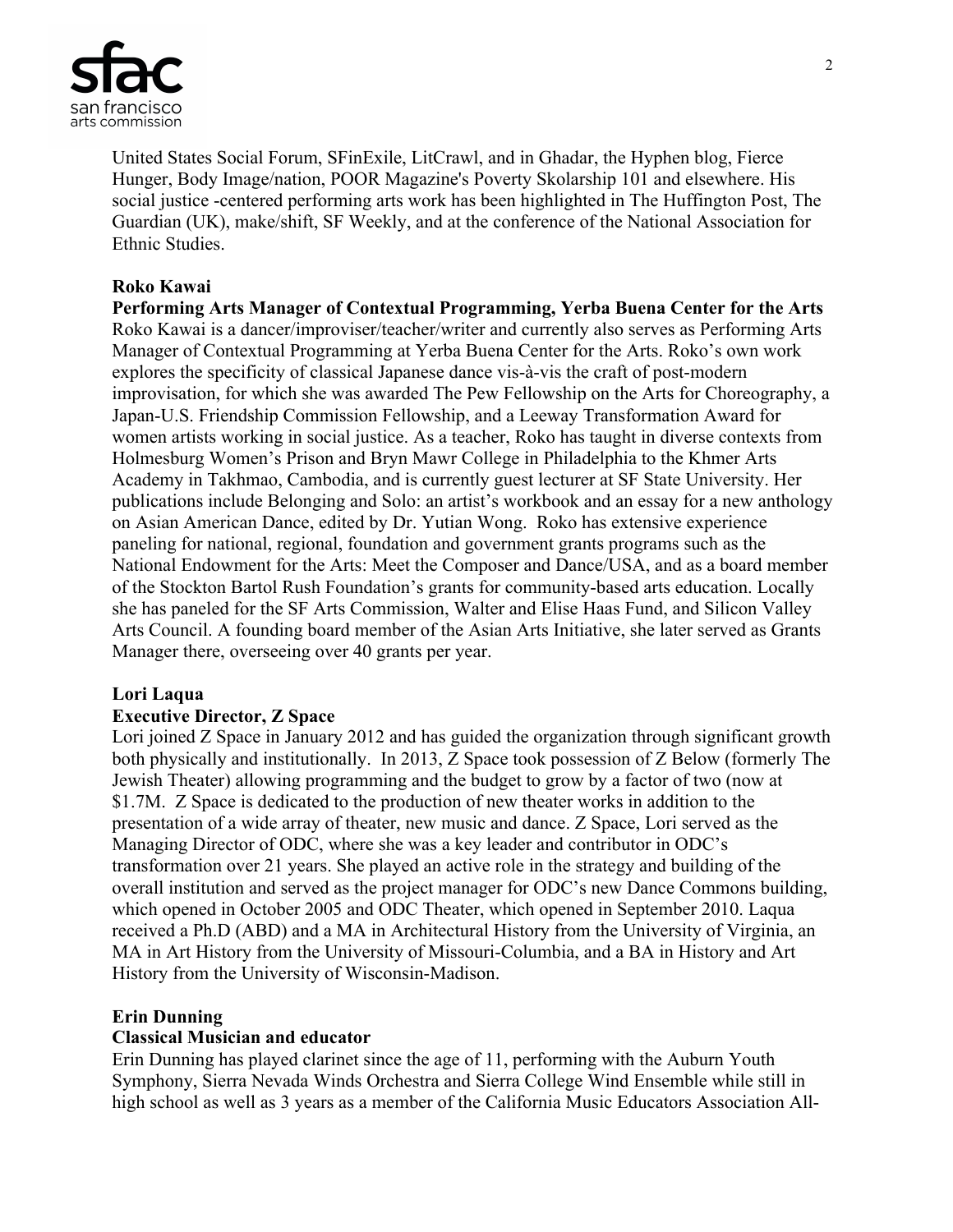United States Social Forum, SFinExile, LitCrawl, and in Ghadar, the Hyphen blog, Fierce Hunger, Body Image/nation, POOR Magazine's Poverty Skolarship 101 and elsewhere. His social justice -centered performing arts work has been highlighted in The Huffington Post, The Guardian (UK), make/shift, SF Weekly, and at the conference of the National Association for Ethnic Studies.

**Roko Kawai**
**Performing Arts Manager of Contextual Programming, Yerba Buena Center for the Arts**
Roko Kawai is a dancer/improviser/teacher/writer and currently also serves as Performing Arts Manager of Contextual Programming at Yerba Buena Center for the Arts. Roko's own work explores the specificity of classical Japanese dance vis-à-vis the craft of post-modern improvisation, for which she was awarded The Pew Fellowship on the Arts for Choreography, a Japan-U.S. Friendship Commission Fellowship, and a Leeway Transformation Award for women artists working in social justice. As a teacher, Roko has taught in diverse contexts from Holmesburg Women's Prison and Bryn Mawr College in Philadelphia to the Khmer Arts Academy in Takhmao, Cambodia, and is currently guest lecturer at SF State University. Her publications include Belonging and Solo: an artist's workbook and an essay for a new anthology on Asian American Dance, edited by Dr. Yutian Wong. Roko has extensive experience paneling for national, regional, foundation and government grants programs such as the National Endowment for the Arts: Meet the Composer and Dance/USA, and as a board member of the Stockton Bartol Rush Foundation's grants for community-based arts education. Locally she has paneled for the SF Arts Commission, Walter and Elise Haas Fund, and Silicon Valley Arts Council. A founding board member of the Asian Arts Initiative, she later served as Grants Manager there, overseeing over 40 grants per year.

**Lori Laqua**
**Executive Director, Z Space**
Lori joined Z Space in January 2012 and has guided the organization through significant growth both physically and institutionally. In 2013, Z Space took possession of Z Below (formerly The Jewish Theater) allowing programming and the budget to grow by a factor of two (now at $1.7M. Z Space is dedicated to the production of new theater works in addition to the presentation of a wide array of theater, new music and dance. Z Space, Lori served as the Managing Director of ODC, where she was a key leader and contributor in ODC's transformation over 21 years. She played an active role in the strategy and building of the overall institution and served as the project manager for ODC's new Dance Commons building, which opened in October 2005 and ODC Theater, which opened in September 2010. Laqua received a Ph.D (ABD) and a MA in Architectural History from the University of Virginia, an MA in Art History from the University of Missouri-Columbia, and a BA in History and Art History from the University of Wisconsin-Madison.

**Erin Dunning**
**Classical Musician and educator**
Erin Dunning has played clarinet since the age of 11, performing with the Auburn Youth Symphony, Sierra Nevada Winds Orchestra and Sierra College Wind Ensemble while still in high school as well as 3 years as a member of the California Music Educators Association All-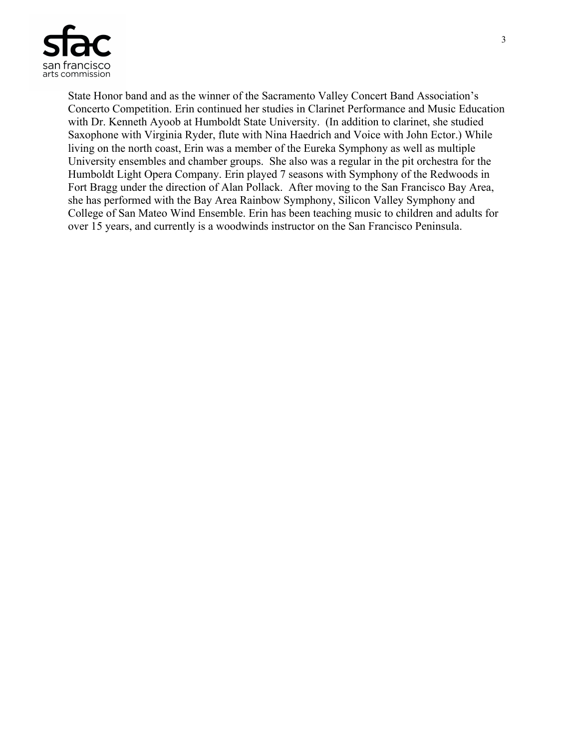State Honor band and as the winner of the Sacramento Valley Concert Band Association's Concerto Competition. Erin continued her studies in Clarinet Performance and Music Education with Dr. Kenneth Ayoob at Humboldt State University. (In addition to clarinet, she studied Saxophone with Virginia Ryder, flute with Nina Haedrich and Voice with John Ector.) While living on the north coast, Erin was a member of the Eureka Symphony as well as multiple University ensembles and chamber groups. She also was a regular in the pit orchestra for the Humboldt Light Opera Company. Erin played 7 seasons with Symphony of the Redwoods in Fort Bragg under the direction of Alan Pollack. After moving to the San Francisco Bay Area, she has performed with the Bay Area Rainbow Symphony, Silicon Valley Symphony and College of San Mateo Wind Ensemble. Erin has been teaching music to children and adults for over 15 years, and currently is a woodwinds instructor on the San Francisco Peninsula.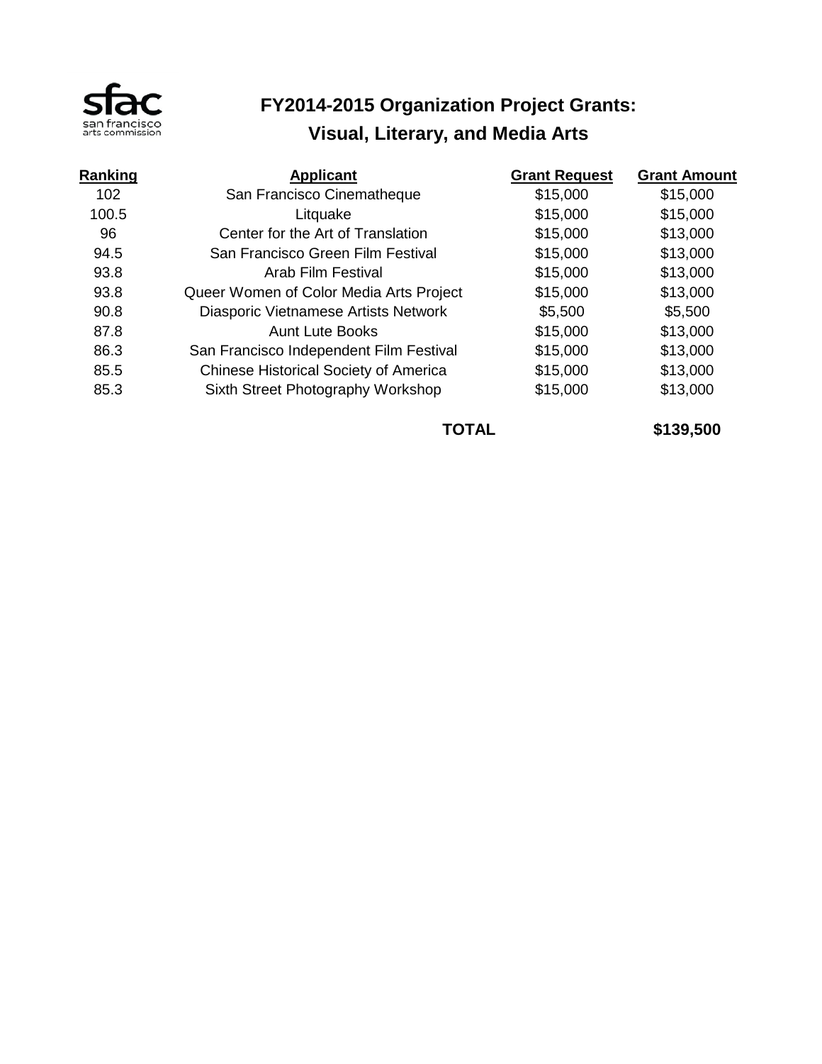sfac san francisco arts commission

# FY2014-2015 Organization Project Grants: Visual, Literary, and Media Arts

| Ranking | Applicant | Grant Request | Grant Amount |
|---|---|---|---|
| 102 | San Francisco Cinematheque | $15,000 | $15,000 |
| 100.5 | Litquake | $15,000 | $15,000 |
| 96 | Center for the Art of Translation | $15,000 | $13,000 |
| 94.5 | San Francisco Green Film Festival | $15,000 | $13,000 |
| 93.8 | Arab Film Festival | $15,000 | $13,000 |
| 93.8 | Queer Women of Color Media Arts Project | $15,000 | $13,000 |
| 90.8 | Diasporic Vietnamese Artists Network | $5,500 | $5,500 |
| 87.8 | Aunt Lute Books | $15,000 | $13,000 |
| 86.3 | San Francisco Independent Film Festival | $15,000 | $13,000 |
| 85.5 | Chinese Historical Society of America | $15,000 | $13,000 |
| 85.3 | Sixth Street Photography Workshop | $15,000 | $13,000 |
| | | **TOTAL** | **$139,500** |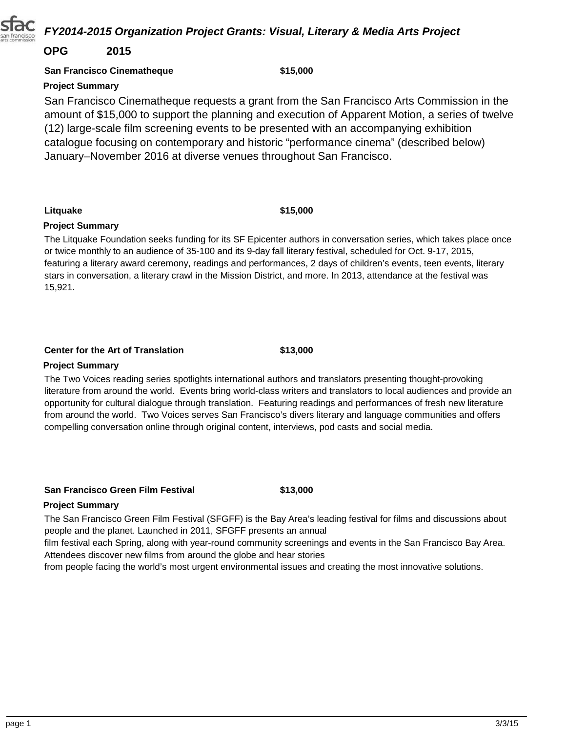## FY2014-2015 Organization Project Grants: Visual, Literary & Media Arts Project

**OPG 2015**

**San Francisco Cinematheque** **$15,000**

**Project Summary**

San Francisco Cinematheque requests a grant from the San Francisco Arts Commission in the amount of $15,000 to support the planning and execution of Apparent Motion, a series of twelve (12) large-scale film screening events to be presented with an accompanying exhibition catalogue focusing on contemporary and historic "performance cinema" (described below) January–November 2016 at diverse venues throughout San Francisco.

**Litquake** **$15,000**

**Project Summary**

The Litquake Foundation seeks funding for its SF Epicenter authors in conversation series, which takes place once or twice monthly to an audience of 35-100 and its 9-day fall literary festival, scheduled for Oct. 9-17, 2015, featuring a literary award ceremony, readings and performances, 2 days of children's events, teen events, literary stars in conversation, a literary crawl in the Mission District, and more. In 2013, attendance at the festival was 15,921.

**Center for the Art of Translation** **$13,000**

**Project Summary**

The Two Voices reading series spotlights international authors and translators presenting thought-provoking literature from around the world. Events bring world-class writers and translators to local audiences and provide an opportunity for cultural dialogue through translation. Featuring readings and performances of fresh new literature from around the world. Two Voices serves San Francisco's divers literary and language communities and offers compelling conversation online through original content, interviews, pod casts and social media.

**San Francisco Green Film Festival** **$13,000**

**Project Summary**

The San Francisco Green Film Festival (SFGFF) is the Bay Area's leading festival for films and discussions about people and the planet. Launched in 2011, SFGFF presents an annual film festival each Spring, along with year-round community screenings and events in the San Francisco Bay Area. Attendees discover new films from around the globe and hear stories from people facing the world's most urgent environmental issues and creating the most innovative solutions.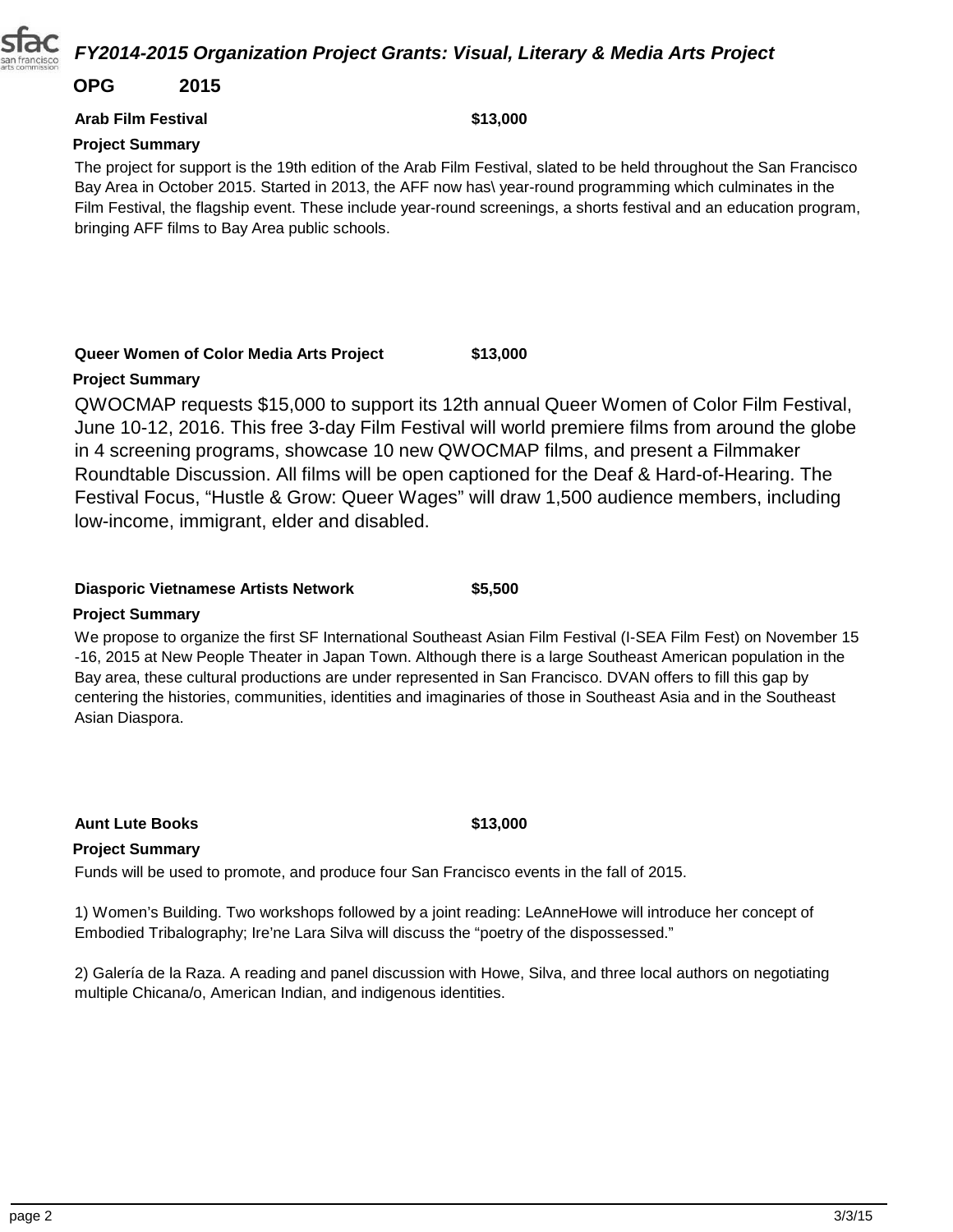# FY2014-2015 Organization Project Grants: Visual, Literary & Media Arts Project

**OPG 2015**

**Arab Film Festival** **$13,000**

**Project Summary**

The project for support is the 19th edition of the Arab Film Festival, slated to be held throughout the San Francisco Bay Area in October 2015. Started in 2013, the AFF now has\ year-round programming which culminates in the Film Festival, the flagship event. These include year-round screenings, a shorts festival and an education program, bringing AFF films to Bay Area public schools.

**Queer Women of Color Media Arts Project** **$13,000**

**Project Summary**

QWOCMAP requests $15,000 to support its 12th annual Queer Women of Color Film Festival, June 10-12, 2016. This free 3-day Film Festival will world premiere films from around the globe in 4 screening programs, showcase 10 new QWOCMAP films, and present a Filmmaker Roundtable Discussion. All films will be open captioned for the Deaf & Hard-of-Hearing. The Festival Focus, "Hustle & Grow: Queer Wages" will draw 1,500 audience members, including low-income, immigrant, elder and disabled.

**Diasporic Vietnamese Artists Network** **$5,500**

**Project Summary**

We propose to organize the first SF International Southeast Asian Film Festival (I-SEA Film Fest) on November 15 -16, 2015 at New People Theater in Japan Town. Although there is a large Southeast American population in the Bay area, these cultural productions are under represented in San Francisco. DVAN offers to fill this gap by centering the histories, communities, identities and imaginaries of those in Southeast Asia and in the Southeast Asian Diaspora.

**Aunt Lute Books** **$13,000**

**Project Summary**

Funds will be used to promote, and produce four San Francisco events in the fall of 2015.

1) Women's Building. Two workshops followed by a joint reading: LeAnneHowe will introduce her concept of Embodied Tribalography; Ire'ne Lara Silva will discuss the "poetry of the dispossessed."

2) Galería de la Raza. A reading and panel discussion with Howe, Silva, and three local authors on negotiating multiple Chicana/o, American Indian, and indigenous identities.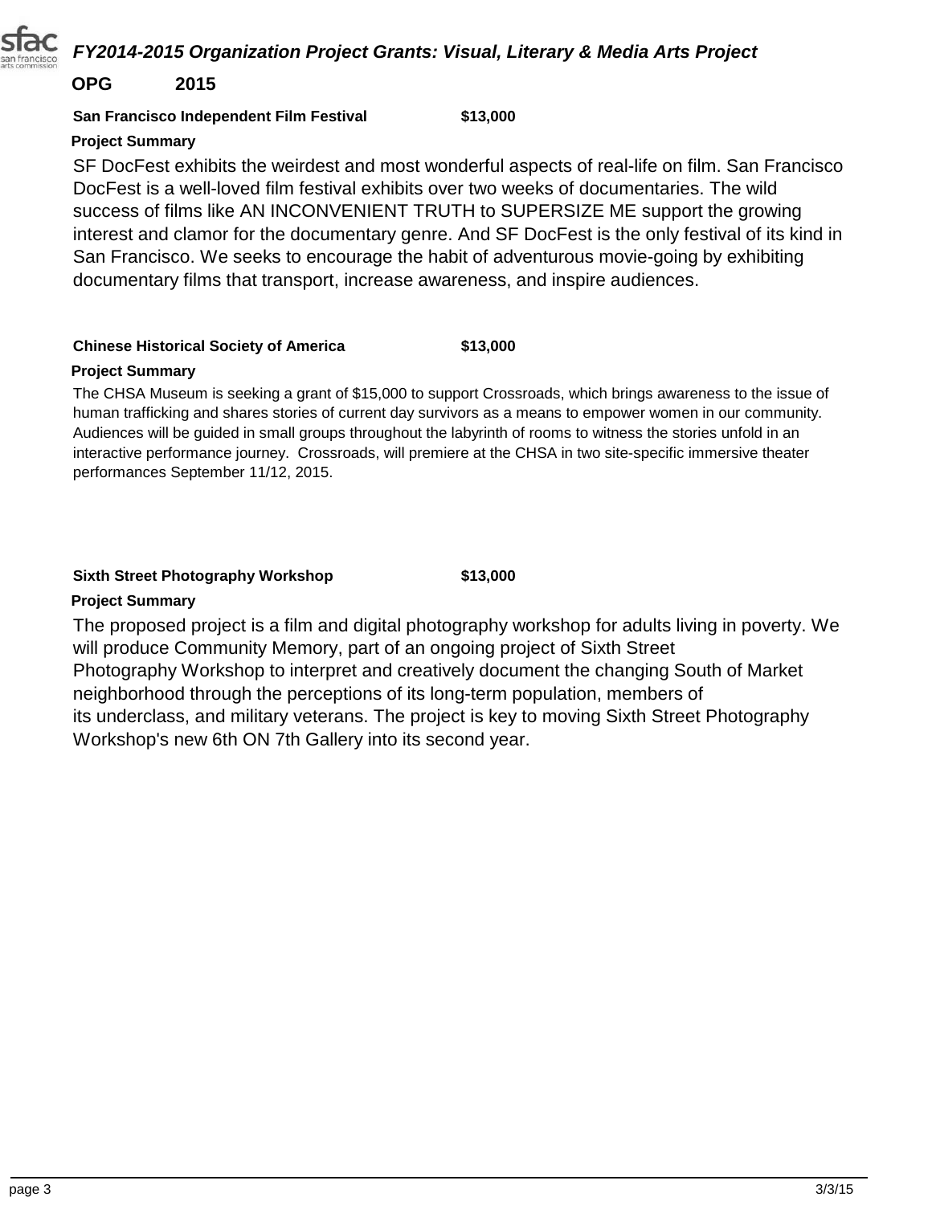# FY2014-2015 Organization Project Grants: Visual, Literary & Media Arts Project

**OPG 2015**

**San Francisco Independent Film Festival** **$13,000**

**Project Summary**

SF DocFest exhibits the weirdest and most wonderful aspects of real-life on film. San Francisco DocFest is a well-loved film festival exhibits over two weeks of documentaries. The wild success of films like AN INCONVENIENT TRUTH to SUPERSIZE ME support the growing interest and clamor for the documentary genre. And SF DocFest is the only festival of its kind in San Francisco. We seeks to encourage the habit of adventurous movie-going by exhibiting documentary films that transport, increase awareness, and inspire audiences.

**Chinese Historical Society of America** **$13,000**

**Project Summary**

The CHSA Museum is seeking a grant of $15,000 to support Crossroads, which brings awareness to the issue of human trafficking and shares stories of current day survivors as a means to empower women in our community. Audiences will be guided in small groups throughout the labyrinth of rooms to witness the stories unfold in an interactive performance journey. Crossroads, will premiere at the CHSA in two site-specific immersive theater performances September 11/12, 2015.

**Sixth Street Photography Workshop** **$13,000**

**Project Summary**

The proposed project is a film and digital photography workshop for adults living in poverty. We will produce Community Memory, part of an ongoing project of Sixth Street Photography Workshop to interpret and creatively document the changing South of Market neighborhood through the perceptions of its long-term population, members of its underclass, and military veterans. The project is key to moving Sixth Street Photography Workshop's new 6th ON 7th Gallery into its second year.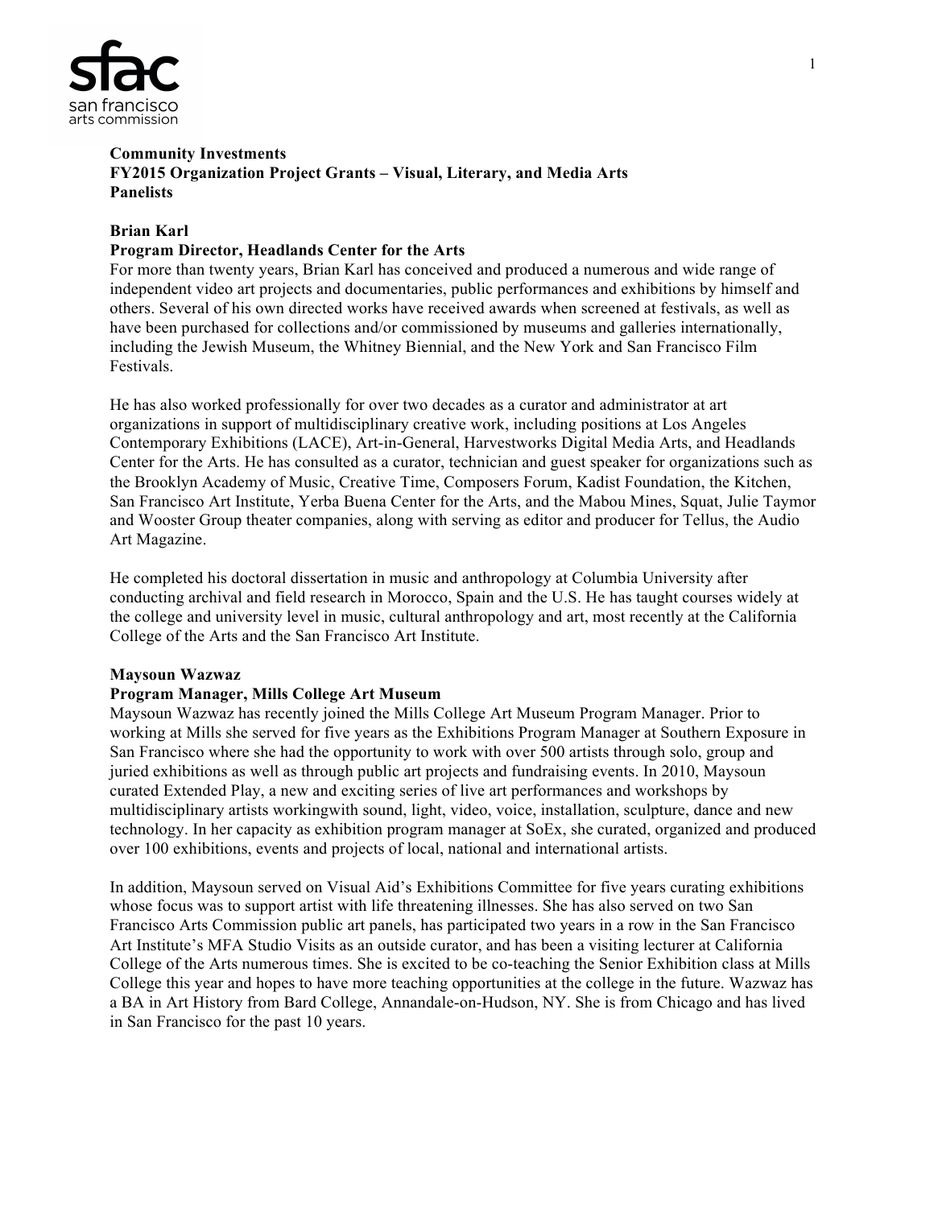**Community Investments**
**FY2015 Organization Project Grants – Visual, Literary, and Media Arts**
**Panelists**

**Brian Karl**
**Program Director, Headlands Center for the Arts**

For more than twenty years, Brian Karl has conceived and produced a numerous and wide range of independent video art projects and documentaries, public performances and exhibitions by himself and others. Several of his own directed works have received awards when screened at festivals, as well as have been purchased for collections and/or commissioned by museums and galleries internationally, including the Jewish Museum, the Whitney Biennial, and the New York and San Francisco Film Festivals.

He has also worked professionally for over two decades as a curator and administrator at art organizations in support of multidisciplinary creative work, including positions at Los Angeles Contemporary Exhibitions (LACE), Art-in-General, Harvestworks Digital Media Arts, and Headlands Center for the Arts. He has consulted as a curator, technician and guest speaker for organizations such as the Brooklyn Academy of Music, Creative Time, Composers Forum, Kadist Foundation, the Kitchen, San Francisco Art Institute, Yerba Buena Center for the Arts, and the Mabou Mines, Squat, Julie Taymor and Wooster Group theater companies, along with serving as editor and producer for Tellus, the Audio Art Magazine.

He completed his doctoral dissertation in music and anthropology at Columbia University after conducting archival and field research in Morocco, Spain and the U.S. He has taught courses widely at the college and university level in music, cultural anthropology and art, most recently at the California College of the Arts and the San Francisco Art Institute.

**Maysoun Wazwaz**
**Program Manager, Mills College Art Museum**

Maysoun Wazwaz has recently joined the Mills College Art Museum Program Manager. Prior to working at Mills she served for five years as the Exhibitions Program Manager at Southern Exposure in San Francisco where she had the opportunity to work with over 500 artists through solo, group and juried exhibitions as well as through public art projects and fundraising events. In 2010, Maysoun curated Extended Play, a new and exciting series of live art performances and workshops by multidisciplinary artists workingwith sound, light, video, voice, installation, sculpture, dance and new technology. In her capacity as exhibition program manager at SoEx, she curated, organized and produced over 100 exhibitions, events and projects of local, national and international artists.

In addition, Maysoun served on Visual Aid's Exhibitions Committee for five years curating exhibitions whose focus was to support artist with life threatening illnesses. She has also served on two San Francisco Arts Commission public art panels, has participated two years in a row in the San Francisco Art Institute's MFA Studio Visits as an outside curator, and has been a visiting lecturer at California College of the Arts numerous times. She is excited to be co-teaching the Senior Exhibition class at Mills College this year and hopes to have more teaching opportunities at the college in the future. Wazwaz has a BA in Art History from Bard College, Annandale-on-Hudson, NY. She is from Chicago and has lived in San Francisco for the past 10 years.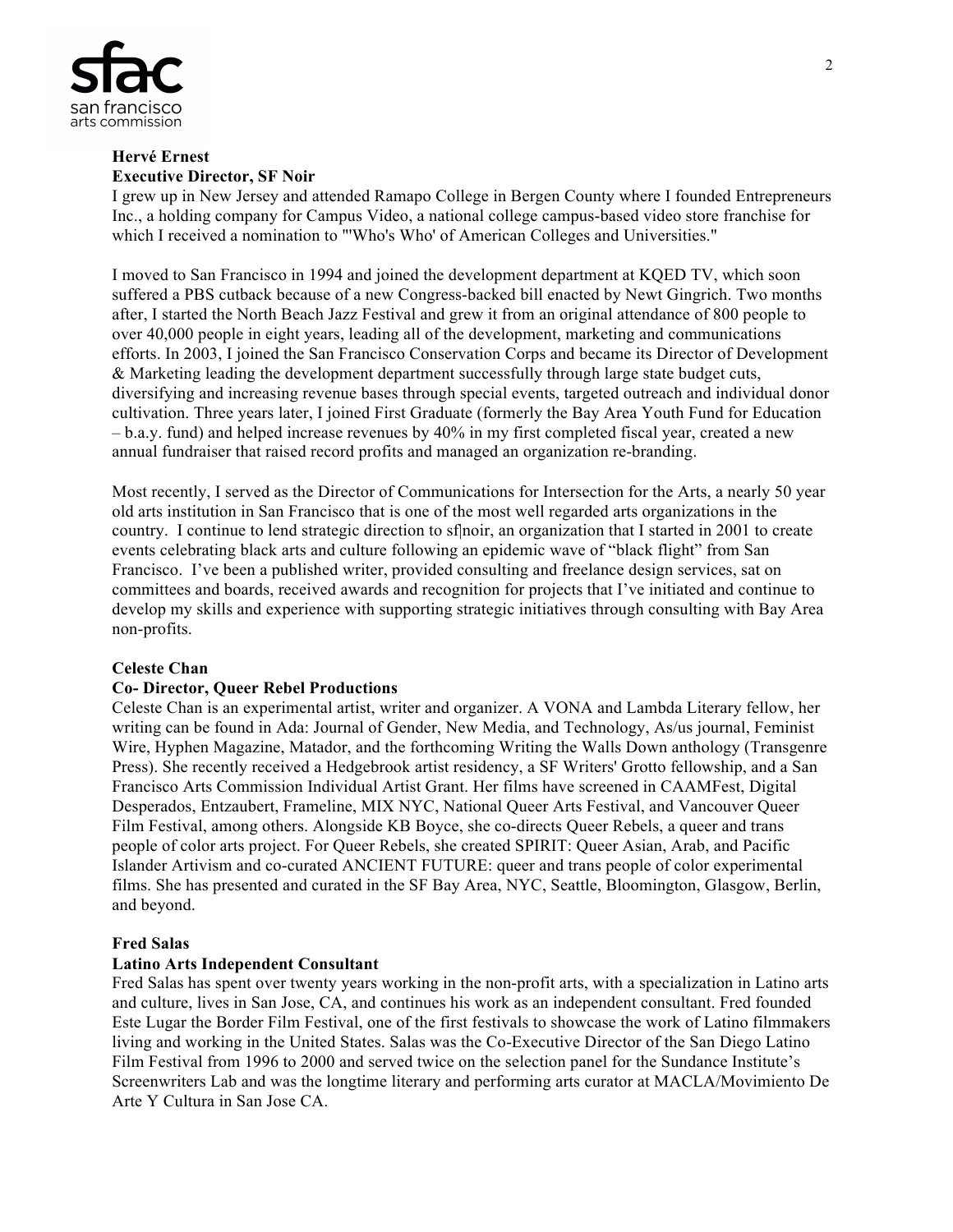**Hervé Ernest**
**Executive Director, SF Noir**

I grew up in New Jersey and attended Ramapo College in Bergen County where I founded Entrepreneurs Inc., a holding company for Campus Video, a national college campus-based video store franchise for which I received a nomination to "'Who's Who' of American Colleges and Universities."

I moved to San Francisco in 1994 and joined the development department at KQED TV, which soon suffered a PBS cutback because of a new Congress-backed bill enacted by Newt Gingrich. Two months after, I started the North Beach Jazz Festival and grew it from an original attendance of 800 people to over 40,000 people in eight years, leading all of the development, marketing and communications efforts. In 2003, I joined the San Francisco Conservation Corps and became its Director of Development & Marketing leading the development department successfully through large state budget cuts, diversifying and increasing revenue bases through special events, targeted outreach and individual donor cultivation. Three years later, I joined First Graduate (formerly the Bay Area Youth Fund for Education – b.a.y. fund) and helped increase revenues by 40% in my first completed fiscal year, created a new annual fundraiser that raised record profits and managed an organization re-branding.

Most recently, I served as the Director of Communications for Intersection for the Arts, a nearly 50 year old arts institution in San Francisco that is one of the most well regarded arts organizations in the country. I continue to lend strategic direction to sf|noir, an organization that I started in 2001 to create events celebrating black arts and culture following an epidemic wave of "black flight" from San Francisco. I've been a published writer, provided consulting and freelance design services, sat on committees and boards, received awards and recognition for projects that I've initiated and continue to develop my skills and experience with supporting strategic initiatives through consulting with Bay Area non-profits.

**Celeste Chan**
**Co- Director, Queer Rebel Productions**

Celeste Chan is an experimental artist, writer and organizer. A VONA and Lambda Literary fellow, her writing can be found in Ada: Journal of Gender, New Media, and Technology, As/us journal, Feminist Wire, Hyphen Magazine, Matador, and the forthcoming Writing the Walls Down anthology (Transgenre Press). She recently received a Hedgebrook artist residency, a SF Writers' Grotto fellowship, and a San Francisco Arts Commission Individual Artist Grant. Her films have screened in CAAMFest, Digital Desperados, Entzaubert, Frameline, MIX NYC, National Queer Arts Festival, and Vancouver Queer Film Festival, among others. Alongside KB Boyce, she co-directs Queer Rebels, a queer and trans people of color arts project. For Queer Rebels, she created SPIRIT: Queer Asian, Arab, and Pacific Islander Artivism and co-curated ANCIENT FUTURE: queer and trans people of color experimental films. She has presented and curated in the SF Bay Area, NYC, Seattle, Bloomington, Glasgow, Berlin, and beyond.

**Fred Salas**
**Latino Arts Independent Consultant**

Fred Salas has spent over twenty years working in the non-profit arts, with a specialization in Latino arts and culture, lives in San Jose, CA, and continues his work as an independent consultant. Fred founded Este Lugar the Border Film Festival, one of the first festivals to showcase the work of Latino filmmakers living and working in the United States. Salas was the Co-Executive Director of the San Diego Latino Film Festival from 1996 to 2000 and served twice on the selection panel for the Sundance Institute's Screenwriters Lab and was the longtime literary and performing arts curator at MACLA/Movimiento De Arte Y Cultura in San Jose CA.